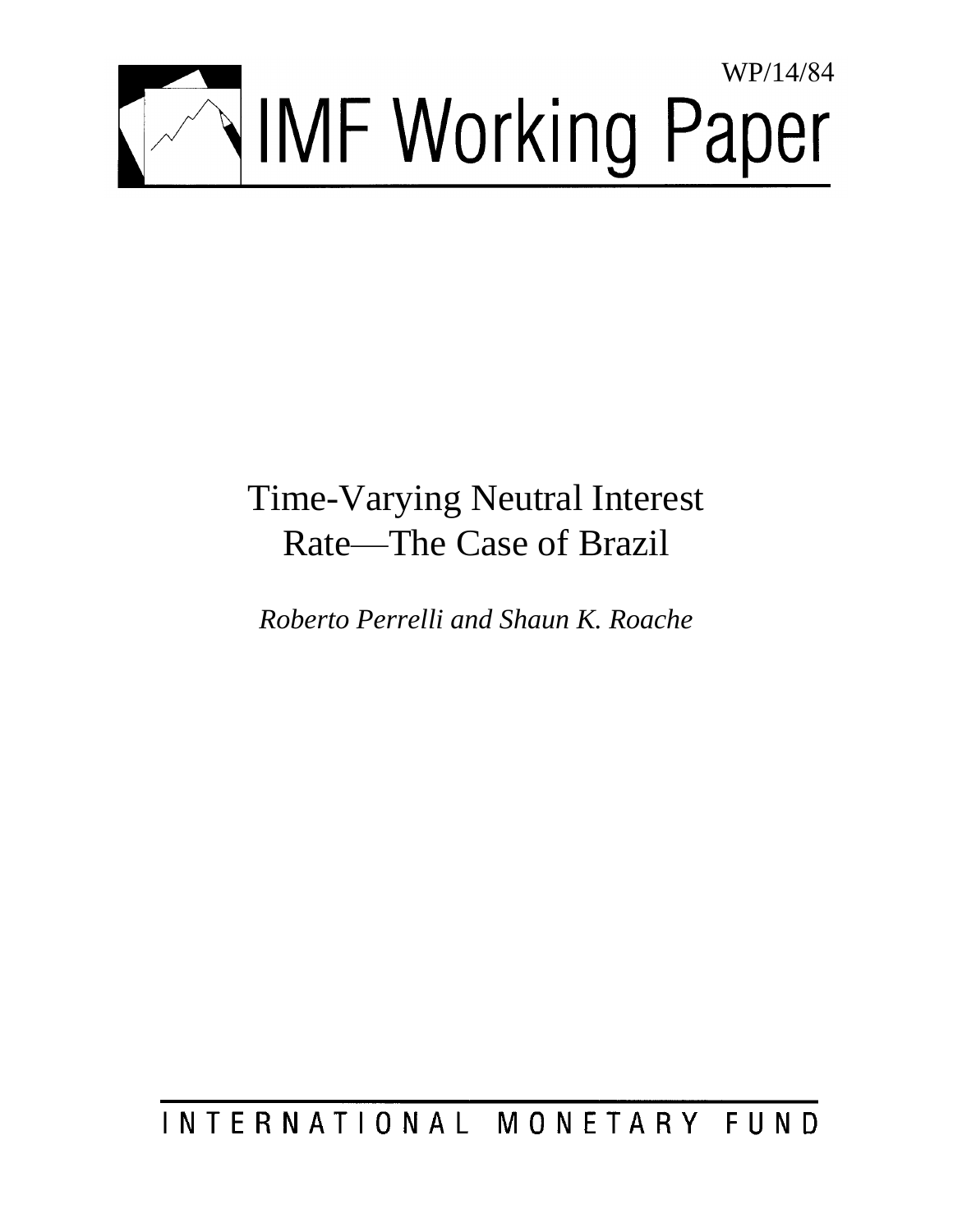WP/14/84

# IMF Working Paper

# Time-Varying Neutral Interest Rate—The Case of Brazil

*Roberto Perrelli and Shaun K. Roache*

INTERNATIONAL MONETARY FUND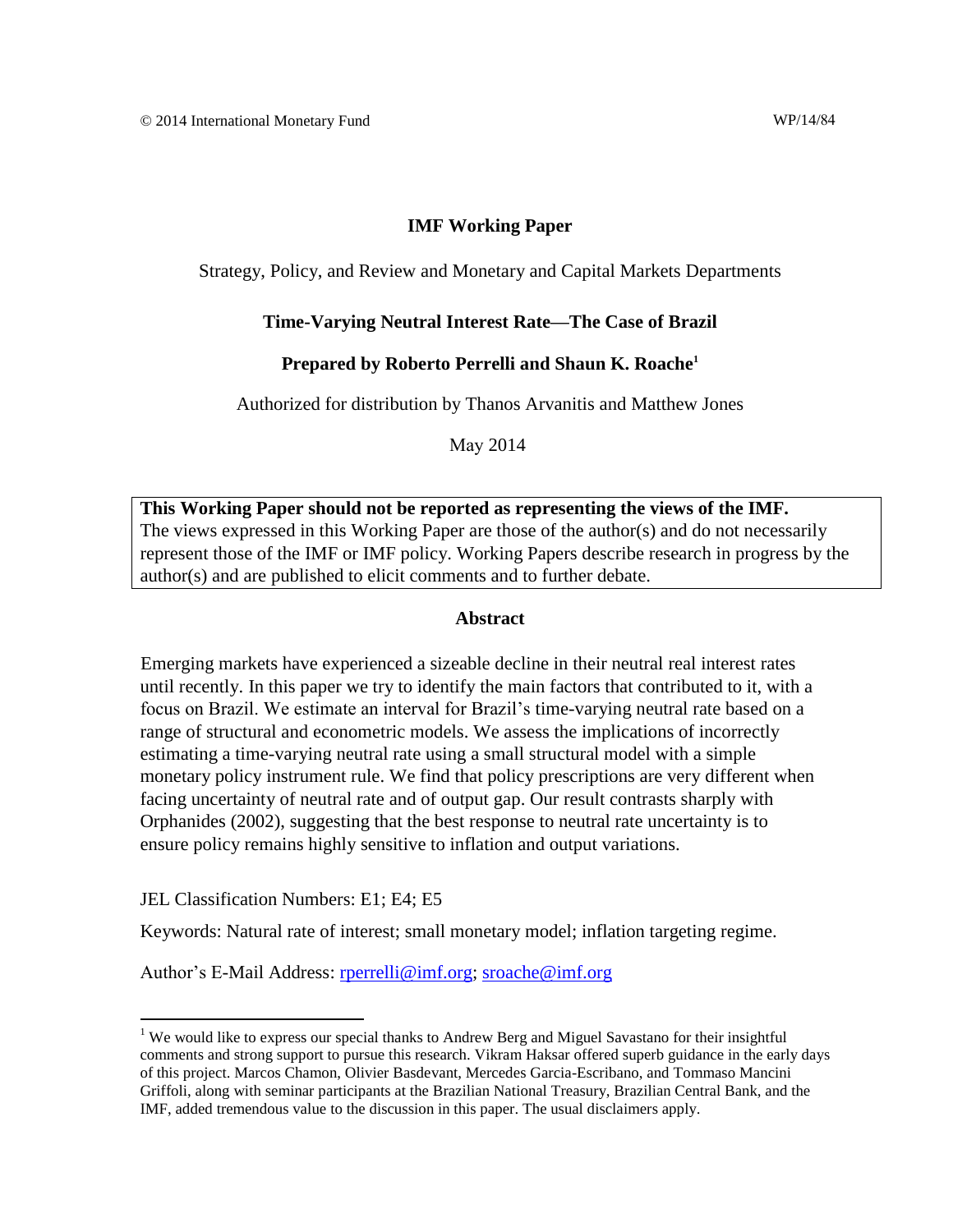© 2014 International Monetary Fund WP/14/84

# IMF Working Paper

Strategy, Policy, and Review and Monetary and Capital Markets Departments

## Time-Varying Neutral Interest Rate—The Case of Brazil

**Prepared by Roberto Perrelli and Shaun K. Roache[1]**

Authorized for distribution by Thanos Arvanitis and Matthew Jones

May 2014

**This Working Paper should not be reported as representing the views of the IMF.**
The views expressed in this Working Paper are those of the author(s) and do not necessarily represent those of the IMF or IMF policy. Working Papers describe research in progress by the author(s) and are published to elicit comments and to further debate.

### Abstract

Emerging markets have experienced a sizeable decline in their neutral real interest rates until recently. In this paper we try to identify the main factors that contributed to it, with a focus on Brazil. We estimate an interval for Brazil's time-varying neutral rate based on a range of structural and econometric models. We assess the implications of incorrectly estimating a time-varying neutral rate using a small structural model with a simple monetary policy instrument rule. We find that policy prescriptions are very different when facing uncertainty of neutral rate and of output gap. Our result contrasts sharply with Orphanides (2002), suggesting that the best response to neutral rate uncertainty is to ensure policy remains highly sensitive to inflation and output variations.

JEL Classification Numbers: E1; E4; E5

Keywords: Natural rate of interest; small monetary model; inflation targeting regime.

Author's E-Mail Address: rperrelli@imf.org; sroache@imf.org

[1] We would like to express our special thanks to Andrew Berg and Miguel Savastano for their insightful comments and strong support to pursue this research. Vikram Haksar offered superb guidance in the early days of this project. Marcos Chamon, Olivier Basdevant, Mercedes Garcia-Escribano, and Tommaso Mancini Griffoli, along with seminar participants at the Brazilian National Treasury, Brazilian Central Bank, and the IMF, added tremendous value to the discussion in this paper. The usual disclaimers apply.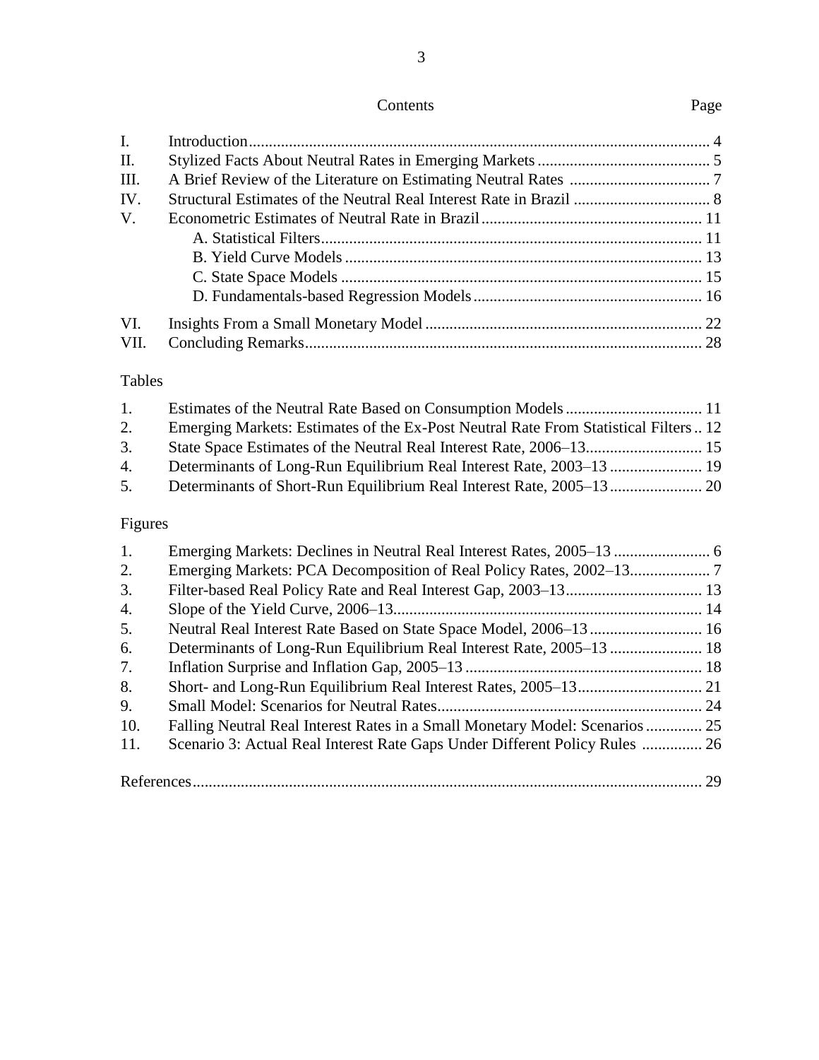# Contents

| | | Page |
|---|---|---|
| I. | Introduction | 4 |
| II. | Stylized Facts About Neutral Rates in Emerging Markets | 5 |
| III. | A Brief Review of the Literature on Estimating Neutral Rates | 7 |
| IV. | Structural Estimates of the Neutral Real Interest Rate in Brazil | 8 |
| V. | Econometric Estimates of Neutral Rate in Brazil | 11 |
| | A. Statistical Filters | 11 |
| | B. Yield Curve Models | 13 |
| | C. State Space Models | 15 |
| | D. Fundamentals-based Regression Models | 16 |
| VI. | Insights From a Small Monetary Model | 22 |
| VII. | Concluding Remarks | 28 |

## Tables

| | | |
|---|---|---|
| 1. | Estimates of the Neutral Rate Based on Consumption Models | 11 |
| 2. | Emerging Markets: Estimates of the Ex-Post Neutral Rate From Statistical Filters | 12 |
| 3. | State Space Estimates of the Neutral Real Interest Rate, 2006–13 | 15 |
| 4. | Determinants of Long-Run Equilibrium Real Interest Rate, 2003–13 | 19 |
| 5. | Determinants of Short-Run Equilibrium Real Interest Rate, 2005–13 | 20 |

## Figures

| | | |
|---|---|---|
| 1. | Emerging Markets: Declines in Neutral Real Interest Rates, 2005–13 | 6 |
| 2. | Emerging Markets: PCA Decomposition of Real Policy Rates, 2002–13 | 7 |
| 3. | Filter-based Real Policy Rate and Real Interest Gap, 2003–13 | 13 |
| 4. | Slope of the Yield Curve, 2006–13 | 14 |
| 5. | Neutral Real Interest Rate Based on State Space Model, 2006–13 | 16 |
| 6. | Determinants of Long-Run Equilibrium Real Interest Rate, 2005–13 | 18 |
| 7. | Inflation Surprise and Inflation Gap, 2005–13 | 18 |
| 8. | Short- and Long-Run Equilibrium Real Interest Rates, 2005–13 | 21 |
| 9. | Small Model: Scenarios for Neutral Rates | 24 |
| 10. | Falling Neutral Real Interest Rates in a Small Monetary Model: Scenarios | 25 |
| 11. | Scenario 3: Actual Real Interest Rate Gaps Under Different Policy Rules | 26 |

References ........ 29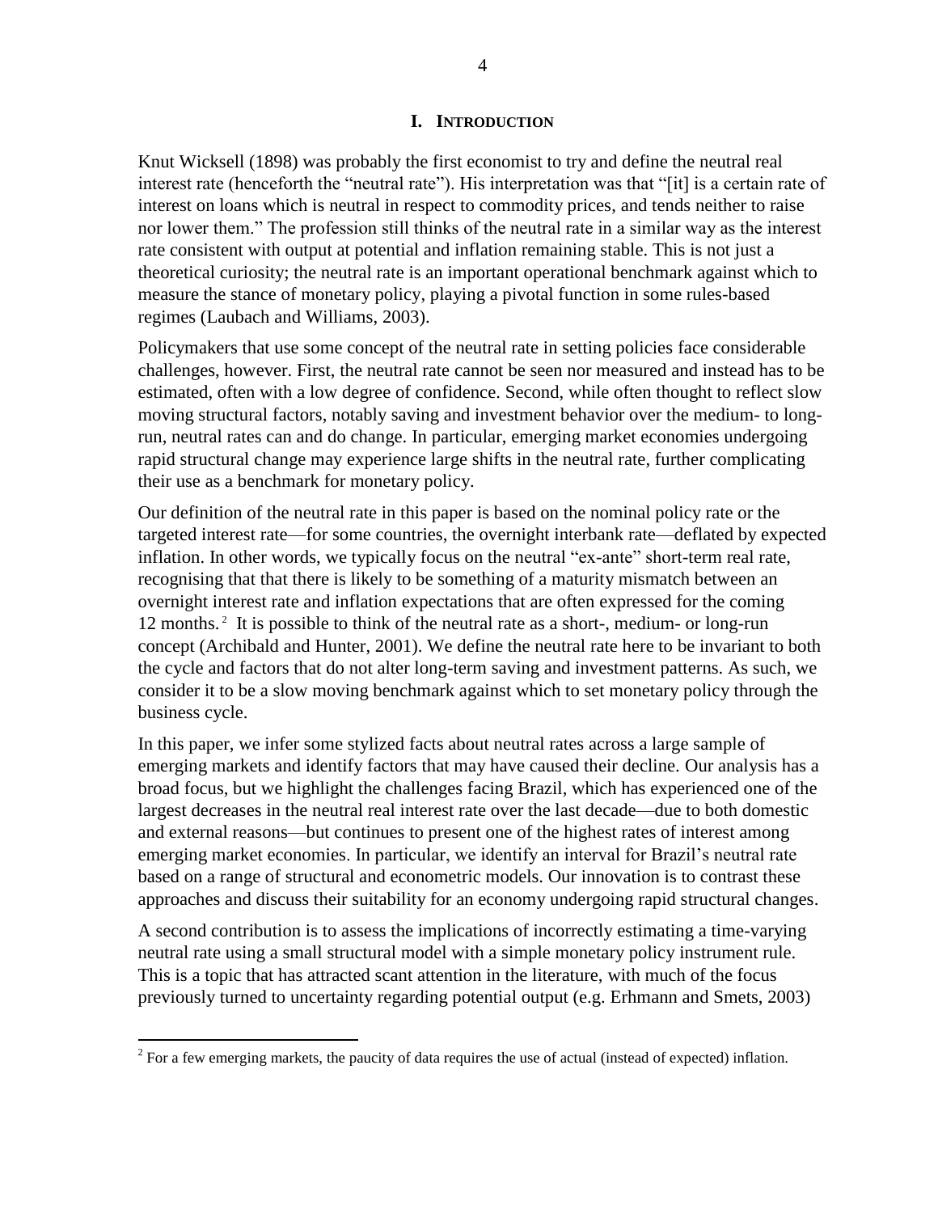# I. Introduction

Knut Wicksell (1898) was probably the first economist to try and define the neutral real interest rate (henceforth the "neutral rate"). His interpretation was that "[it] is a certain rate of interest on loans which is neutral in respect to commodity prices, and tends neither to raise nor lower them." The profession still thinks of the neutral rate in a similar way as the interest rate consistent with output at potential and inflation remaining stable. This is not just a theoretical curiosity; the neutral rate is an important operational benchmark against which to measure the stance of monetary policy, playing a pivotal function in some rules-based regimes (Laubach and Williams, 2003).

Policymakers that use some concept of the neutral rate in setting policies face considerable challenges, however. First, the neutral rate cannot be seen nor measured and instead has to be estimated, often with a low degree of confidence. Second, while often thought to reflect slow moving structural factors, notably saving and investment behavior over the medium- to long-run, neutral rates can and do change. In particular, emerging market economies undergoing rapid structural change may experience large shifts in the neutral rate, further complicating their use as a benchmark for monetary policy.

Our definition of the neutral rate in this paper is based on the nominal policy rate or the targeted interest rate—for some countries, the overnight interbank rate—deflated by expected inflation. In other words, we typically focus on the neutral "ex-ante" short-term real rate, recognising that that there is likely to be something of a maturity mismatch between an overnight interest rate and inflation expectations that are often expressed for the coming 12 months.[2] It is possible to think of the neutral rate as a short-, medium- or long-run concept (Archibald and Hunter, 2001). We define the neutral rate here to be invariant to both the cycle and factors that do not alter long-term saving and investment patterns. As such, we consider it to be a slow moving benchmark against which to set monetary policy through the business cycle.

In this paper, we infer some stylized facts about neutral rates across a large sample of emerging markets and identify factors that may have caused their decline. Our analysis has a broad focus, but we highlight the challenges facing Brazil, which has experienced one of the largest decreases in the neutral real interest rate over the last decade—due to both domestic and external reasons—but continues to present one of the highest rates of interest among emerging market economies. In particular, we identify an interval for Brazil's neutral rate based on a range of structural and econometric models. Our innovation is to contrast these approaches and discuss their suitability for an economy undergoing rapid structural changes.

A second contribution is to assess the implications of incorrectly estimating a time-varying neutral rate using a small structural model with a simple monetary policy instrument rule. This is a topic that has attracted scant attention in the literature, with much of the focus previously turned to uncertainty regarding potential output (e.g. Erhmann and Smets, 2003)

[2] For a few emerging markets, the paucity of data requires the use of actual (instead of expected) inflation.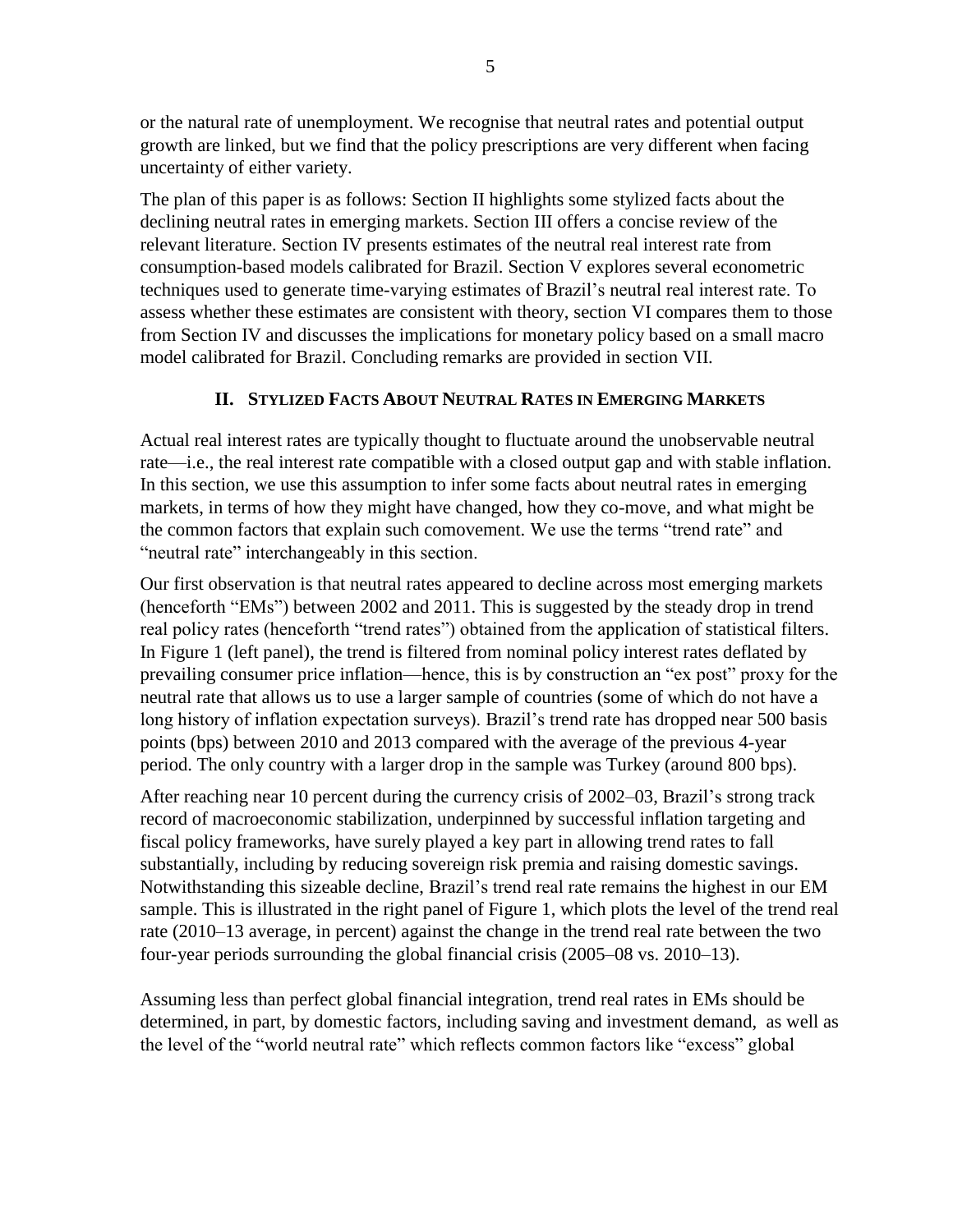or the natural rate of unemployment. We recognise that neutral rates and potential output growth are linked, but we find that the policy prescriptions are very different when facing uncertainty of either variety.

The plan of this paper is as follows: Section II highlights some stylized facts about the declining neutral rates in emerging markets. Section III offers a concise review of the relevant literature. Section IV presents estimates of the neutral real interest rate from consumption-based models calibrated for Brazil. Section V explores several econometric techniques used to generate time-varying estimates of Brazil's neutral real interest rate. To assess whether these estimates are consistent with theory, section VI compares them to those from Section IV and discusses the implications for monetary policy based on a small macro model calibrated for Brazil. Concluding remarks are provided in section VII.

## II. Stylized Facts About Neutral Rates in Emerging Markets

Actual real interest rates are typically thought to fluctuate around the unobservable neutral rate—i.e., the real interest rate compatible with a closed output gap and with stable inflation. In this section, we use this assumption to infer some facts about neutral rates in emerging markets, in terms of how they might have changed, how they co-move, and what might be the common factors that explain such comovement. We use the terms "trend rate" and "neutral rate" interchangeably in this section.

Our first observation is that neutral rates appeared to decline across most emerging markets (henceforth "EMs") between 2002 and 2011. This is suggested by the steady drop in trend real policy rates (henceforth "trend rates") obtained from the application of statistical filters. In Figure 1 (left panel), the trend is filtered from nominal policy interest rates deflated by prevailing consumer price inflation—hence, this is by construction an "ex post" proxy for the neutral rate that allows us to use a larger sample of countries (some of which do not have a long history of inflation expectation surveys). Brazil's trend rate has dropped near 500 basis points (bps) between 2010 and 2013 compared with the average of the previous 4-year period. The only country with a larger drop in the sample was Turkey (around 800 bps).

After reaching near 10 percent during the currency crisis of 2002–03, Brazil's strong track record of macroeconomic stabilization, underpinned by successful inflation targeting and fiscal policy frameworks, have surely played a key part in allowing trend rates to fall substantially, including by reducing sovereign risk premia and raising domestic savings. Notwithstanding this sizeable decline, Brazil's trend real rate remains the highest in our EM sample. This is illustrated in the right panel of Figure 1, which plots the level of the trend real rate (2010–13 average, in percent) against the change in the trend real rate between the two four-year periods surrounding the global financial crisis (2005–08 vs. 2010–13).

Assuming less than perfect global financial integration, trend real rates in EMs should be determined, in part, by domestic factors, including saving and investment demand, as well as the level of the "world neutral rate" which reflects common factors like "excess" global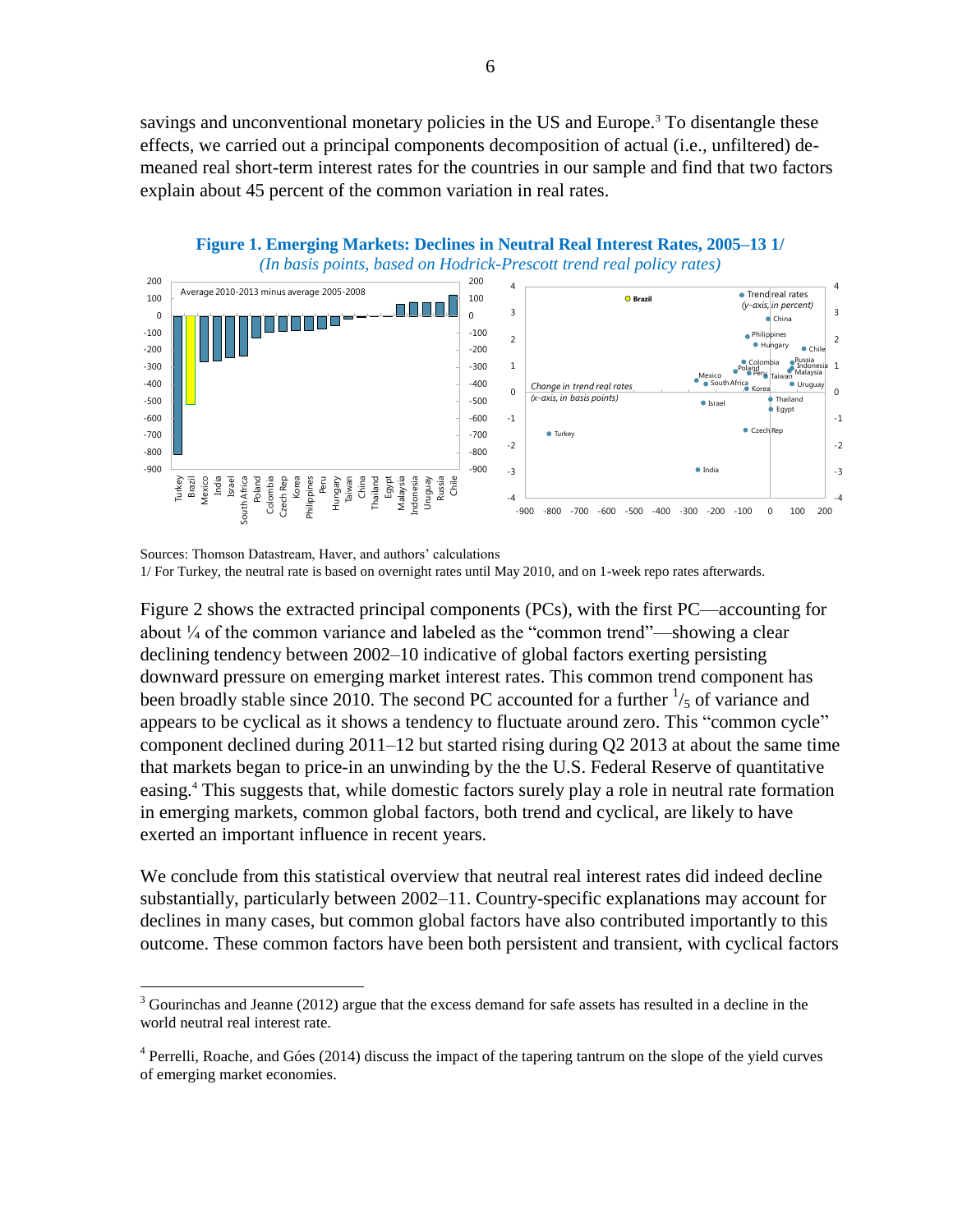savings and unconventional monetary policies in the US and Europe.[3] To disentangle these effects, we carried out a principal components decomposition of actual (i.e., unfiltered) de-meaned real short-term interest rates for the countries in our sample and find that two factors explain about 45 percent of the common variation in real rates.

**Figure 1. Emerging Markets: Declines in Neutral Real Interest Rates, 2005–13 1/**

*(In basis points, based on Hodrick-Prescott trend real policy rates)*

Sources: Thomson Datastream, Haver, and authors' calculations

1/ For Turkey, the neutral rate is based on overnight rates until May 2010, and on 1-week repo rates afterwards.

Figure 2 shows the extracted principal components (PCs), with the first PC—accounting for about ¼ of the common variance and labeled as the "common trend"—showing a clear declining tendency between 2002–10 indicative of global factors exerting persisting downward pressure on emerging market interest rates. This common trend component has been broadly stable since 2010. The second PC accounted for a further $^{1}/_{5}$ of variance and appears to be cyclical as it shows a tendency to fluctuate around zero. This "common cycle" component declined during 2011–12 but started rising during Q2 2013 at about the same time that markets began to price-in an unwinding by the the U.S. Federal Reserve of quantitative easing.[4] This suggests that, while domestic factors surely play a role in neutral rate formation in emerging markets, common global factors, both trend and cyclical, are likely to have exerted an important influence in recent years.

We conclude from this statistical overview that neutral real interest rates did indeed decline substantially, particularly between 2002–11. Country-specific explanations may account for declines in many cases, but common global factors have also contributed importantly to this outcome. These common factors have been both persistent and transient, with cyclical factors

[3] Gourinchas and Jeanne (2012) argue that the excess demand for safe assets has resulted in a decline in the world neutral real interest rate.

[4] Perrelli, Roache, and Góes (2014) discuss the impact of the tapering tantrum on the slope of the yield curves of emerging market economies.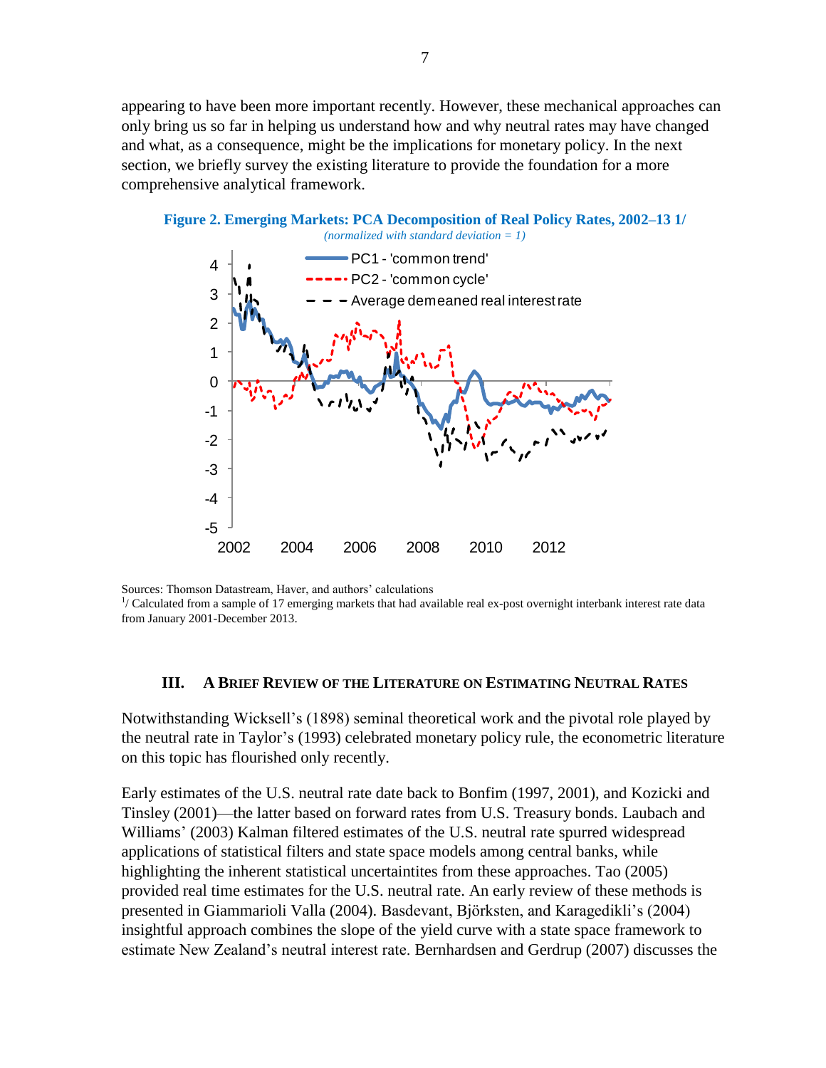appearing to have been more important recently. However, these mechanical approaches can only bring us so far in helping us understand how and why neutral rates may have changed and what, as a consequence, might be the implications for monetary policy. In the next section, we briefly survey the existing literature to provide the foundation for a more comprehensive analytical framework.

**Figure 2. Emerging Markets: PCA Decomposition of Real Policy Rates, 2002–13 1/**
*(normalized with standard deviation = 1)*

Sources: Thomson Datastream, Haver, and authors' calculations
[1]/ Calculated from a sample of 17 emerging markets that had available real ex-post overnight interbank interest rate data from January 2001-December 2013.

## III. A Brief Review of the Literature on Estimating Neutral Rates

Notwithstanding Wicksell's (1898) seminal theoretical work and the pivotal role played by the neutral rate in Taylor's (1993) celebrated monetary policy rule, the econometric literature on this topic has flourished only recently.

Early estimates of the U.S. neutral rate date back to Bonfim (1997, 2001), and Kozicki and Tinsley (2001)—the latter based on forward rates from U.S. Treasury bonds. Laubach and Williams' (2003) Kalman filtered estimates of the U.S. neutral rate spurred widespread applications of statistical filters and state space models among central banks, while highlighting the inherent statistical uncertaintites from these approaches. Tao (2005) provided real time estimates for the U.S. neutral rate. An early review of these methods is presented in Giammarioli Valla (2004). Basdevant, Björksten, and Karagedikli's (2004) insightful approach combines the slope of the yield curve with a state space framework to estimate New Zealand's neutral interest rate. Bernhardsen and Gerdrup (2007) discusses the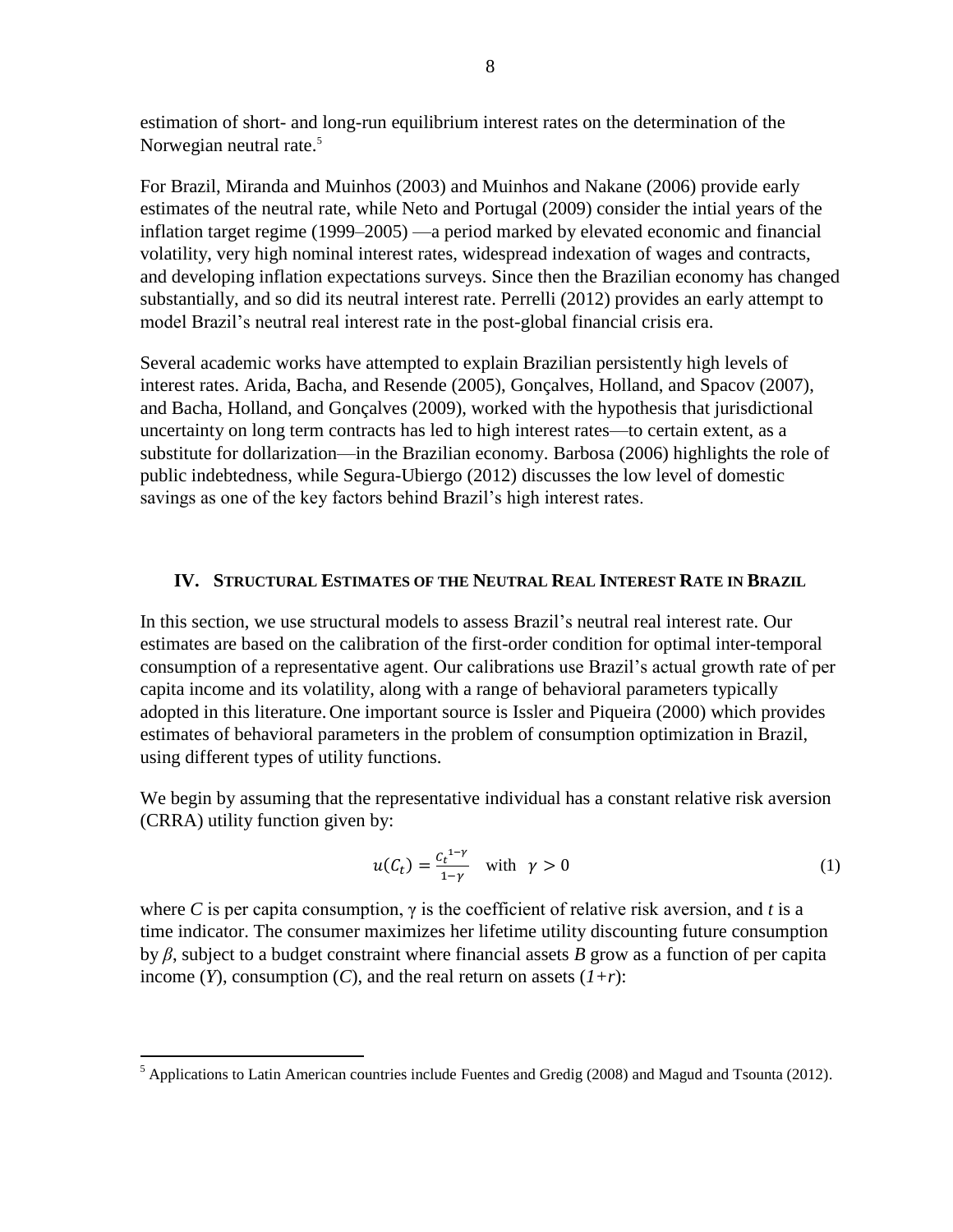estimation of short- and long-run equilibrium interest rates on the determination of the Norwegian neutral rate.[5]

For Brazil, Miranda and Muinhos (2003) and Muinhos and Nakane (2006) provide early estimates of the neutral rate, while Neto and Portugal (2009) consider the intial years of the inflation target regime (1999–2005) —a period marked by elevated economic and financial volatility, very high nominal interest rates, widespread indexation of wages and contracts, and developing inflation expectations surveys. Since then the Brazilian economy has changed substantially, and so did its neutral interest rate. Perrelli (2012) provides an early attempt to model Brazil's neutral real interest rate in the post-global financial crisis era.

Several academic works have attempted to explain Brazilian persistently high levels of interest rates. Arida, Bacha, and Resende (2005), Gonçalves, Holland, and Spacov (2007), and Bacha, Holland, and Gonçalves (2009), worked with the hypothesis that jurisdictional uncertainty on long term contracts has led to high interest rates—to certain extent, as a substitute for dollarization—in the Brazilian economy. Barbosa (2006) highlights the role of public indebtedness, while Segura-Ubiergo (2012) discusses the low level of domestic savings as one of the key factors behind Brazil's high interest rates.

## IV. Structural Estimates of the Neutral Real Interest Rate in Brazil

In this section, we use structural models to assess Brazil's neutral real interest rate. Our estimates are based on the calibration of the first-order condition for optimal inter-temporal consumption of a representative agent. Our calibrations use Brazil's actual growth rate of per capita income and its volatility, along with a range of behavioral parameters typically adopted in this literature. One important source is Issler and Piqueira (2000) which provides estimates of behavioral parameters in the problem of consumption optimization in Brazil, using different types of utility functions.

We begin by assuming that the representative individual has a constant relative risk aversion (CRRA) utility function given by:

$$u(C_t) = \frac{C_t^{1-\gamma}}{1-\gamma} \quad \text{with} \quad \gamma > 0 \tag{1}$$

where $C$ is per capita consumption, $\gamma$ is the coefficient of relative risk aversion, and $t$ is a time indicator. The consumer maximizes her lifetime utility discounting future consumption by $\beta$, subject to a budget constraint where financial assets $B$ grow as a function of per capita income ($Y$), consumption ($C$), and the real return on assets ($1+r$):

[5] Applications to Latin American countries include Fuentes and Gredig (2008) and Magud and Tsounta (2012).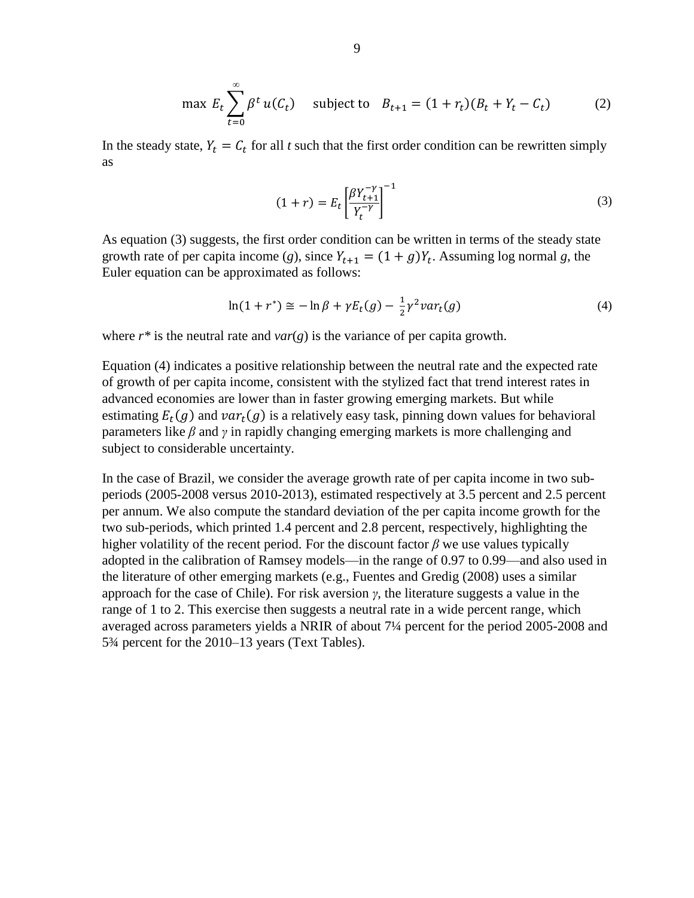$$\max \; E_t \sum_{t=0}^{\infty} \beta^t \, u(C_t) \quad \text{subject to} \quad B_{t+1} = (1 + r_t)(B_t + Y_t - C_t) \tag{2}$$

In the steady state, $Y_t = C_t$ for all *t* such that the first order condition can be rewritten simply as

$$(1 + r) = E_t \left[ \frac{\beta Y_{t+1}^{-\gamma}}{Y_t^{-\gamma}} \right]^{-1} \tag{3}$$

As equation (3) suggests, the first order condition can be written in terms of the steady state growth rate of per capita income ($g$), since $Y_{t+1} = (1 + g)Y_t$. Assuming log normal $g$, the Euler equation can be approximated as follows:

$$\ln(1 + r^*) \cong -\ln \beta + \gamma E_t(g) - \tfrac{1}{2}\gamma^2 var_t(g) \tag{4}$$

where $r^*$ is the neutral rate and $var(g)$ is the variance of per capita growth.

Equation (4) indicates a positive relationship between the neutral rate and the expected rate of growth of per capita income, consistent with the stylized fact that trend interest rates in advanced economies are lower than in faster growing emerging markets. But while estimating $E_t(g)$ and $var_t(g)$ is a relatively easy task, pinning down values for behavioral parameters like $\beta$ and $\gamma$ in rapidly changing emerging markets is more challenging and subject to considerable uncertainty.

In the case of Brazil, we consider the average growth rate of per capita income in two sub-periods (2005-2008 versus 2010-2013), estimated respectively at 3.5 percent and 2.5 percent per annum. We also compute the standard deviation of the per capita income growth for the two sub-periods, which printed 1.4 percent and 2.8 percent, respectively, highlighting the higher volatility of the recent period. For the discount factor $\beta$ we use values typically adopted in the calibration of Ramsey models—in the range of 0.97 to 0.99—and also used in the literature of other emerging markets (e.g., Fuentes and Gredig (2008) uses a similar approach for the case of Chile). For risk aversion $\gamma$, the literature suggests a value in the range of 1 to 2. This exercise then suggests a neutral rate in a wide percent range, which averaged across parameters yields a NRIR of about 7¼ percent for the period 2005-2008 and 5¾ percent for the 2010–13 years (Text Tables).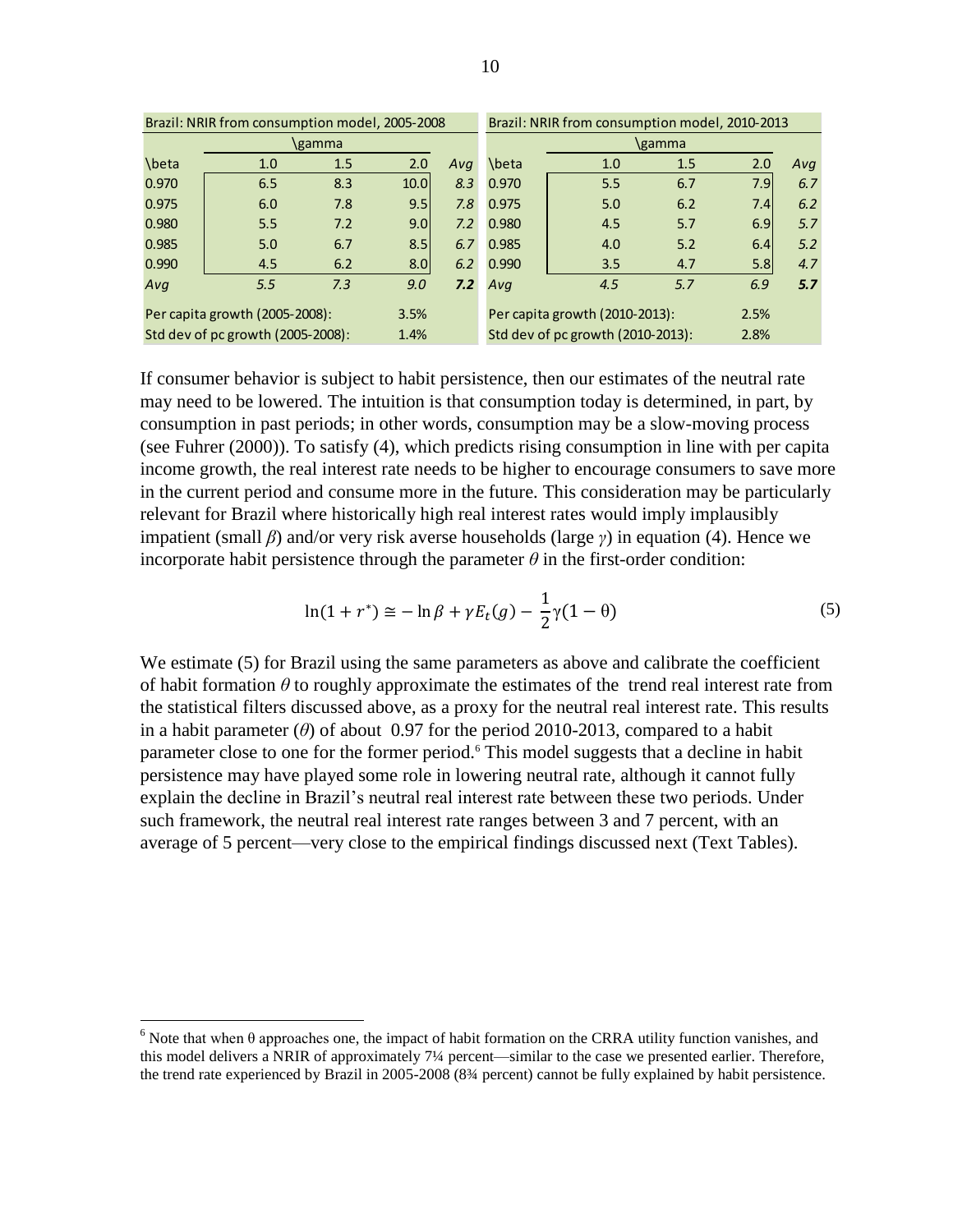| Brazil: NRIR from consumption model, 2005-2008 | | | | |
|---|---|---|---|---|
| | \gamma | | | |
| \beta | 1.0 | 1.5 | 2.0 | *Avg* |
| 0.970 | 6.5 | 8.3 | 10.0 | *8.3* |
| 0.975 | 6.0 | 7.8 | 9.5 | *7.8* |
| 0.980 | 5.5 | 7.2 | 9.0 | *7.2* |
| 0.985 | 5.0 | 6.7 | 8.5 | *6.7* |
| 0.990 | 4.5 | 6.2 | 8.0 | *6.2* |
| *Avg* | *5.5* | *7.3* | *9.0* | ***7.2*** |
| Per capita growth (2005-2008): | | | 3.5% | |
| Std dev of pc growth (2005-2008): | | | 1.4% | |

| Brazil: NRIR from consumption model, 2010-2013 | | | | |
|---|---|---|---|---|
| | \gamma | | | |
| \beta | 1.0 | 1.5 | 2.0 | *Avg* |
| 0.970 | 5.5 | 6.7 | 7.9 | *6.7* |
| 0.975 | 5.0 | 6.2 | 7.4 | *6.2* |
| 0.980 | 4.5 | 5.7 | 6.9 | *5.7* |
| 0.985 | 4.0 | 5.2 | 6.4 | *5.2* |
| 0.990 | 3.5 | 4.7 | 5.8 | *4.7* |
| *Avg* | *4.5* | *5.7* | *6.9* | ***5.7*** |
| Per capita growth (2010-2013): | | | 2.5% | |
| Std dev of pc growth (2010-2013): | | | 2.8% | |

If consumer behavior is subject to habit persistence, then our estimates of the neutral rate may need to be lowered. The intuition is that consumption today is determined, in part, by consumption in past periods; in other words, consumption may be a slow-moving process (see Fuhrer (2000)). To satisfy (4), which predicts rising consumption in line with per capita income growth, the real interest rate needs to be higher to encourage consumers to save more in the current period and consume more in the future. This consideration may be particularly relevant for Brazil where historically high real interest rates would imply implausibly impatient (small $\beta$) and/or very risk averse households (large $\gamma$) in equation (4). Hence we incorporate habit persistence through the parameter $\theta$ in the first-order condition:

$$\ln(1 + r^{*}) \cong -\ln\beta + \gamma E_t(g) - \frac{1}{2}\gamma(1 - \theta) \tag{5}$$

We estimate (5) for Brazil using the same parameters as above and calibrate the coefficient of habit formation $\theta$ to roughly approximate the estimates of the trend real interest rate from the statistical filters discussed above, as a proxy for the neutral real interest rate. This results in a habit parameter ($\theta$) of about 0.97 for the period 2010-2013, compared to a habit parameter close to one for the former period.[6] This model suggests that a decline in habit persistence may have played some role in lowering neutral rate, although it cannot fully explain the decline in Brazil's neutral real interest rate between these two periods. Under such framework, the neutral real interest rate ranges between 3 and 7 percent, with an average of 5 percent—very close to the empirical findings discussed next (Text Tables).

[6] Note that when θ approaches one, the impact of habit formation on the CRRA utility function vanishes, and this model delivers a NRIR of approximately 7¼ percent—similar to the case we presented earlier. Therefore, the trend rate experienced by Brazil in 2005-2008 (8¾ percent) cannot be fully explained by habit persistence.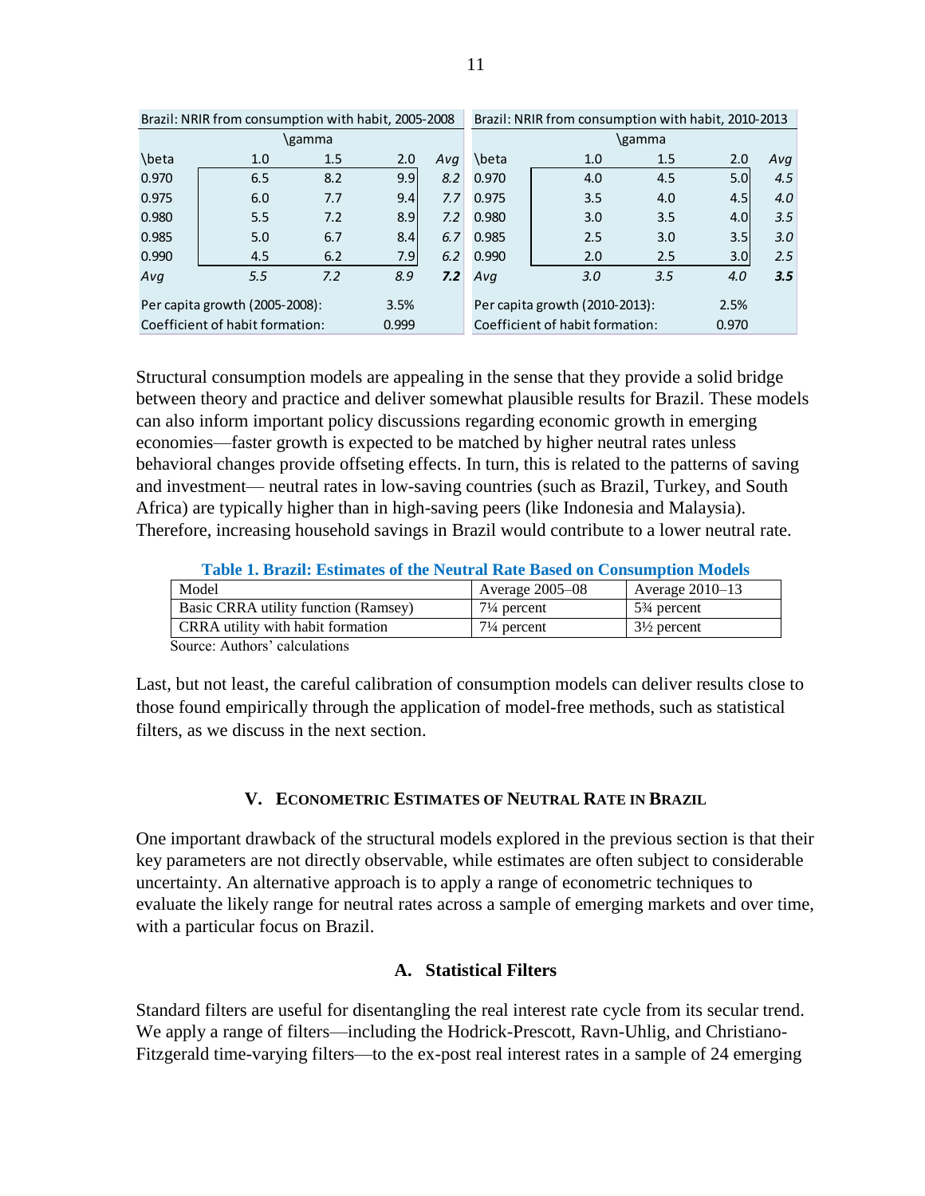| Brazil: NRIR from consumption with habit, 2005-2008 | | | | |
|---|---|---|---|---|
| | \gamma | | | |
| \beta | 1.0 | 1.5 | 2.0 | *Avg* |
| 0.970 | 6.5 | 8.2 | 9.9 | *8.2* |
| 0.975 | 6.0 | 7.7 | 9.4 | *7.7* |
| 0.980 | 5.5 | 7.2 | 8.9 | *7.2* |
| 0.985 | 5.0 | 6.7 | 8.4 | *6.7* |
| 0.990 | 4.5 | 6.2 | 7.9 | *6.2* |
| *Avg* | *5.5* | *7.2* | *8.9* | ***7.2*** |
| Per capita growth (2005-2008): | | | 3.5% | |
| Coefficient of habit formation: | | | 0.999 | |

| Brazil: NRIR from consumption with habit, 2010-2013 | | | | |
|---|---|---|---|---|
| | \gamma | | | |
| \beta | 1.0 | 1.5 | 2.0 | *Avg* |
| 0.970 | 4.0 | 4.5 | 5.0 | *4.5* |
| 0.975 | 3.5 | 4.0 | 4.5 | *4.0* |
| 0.980 | 3.0 | 3.5 | 4.0 | *3.5* |
| 0.985 | 2.5 | 3.0 | 3.5 | *3.0* |
| 0.990 | 2.0 | 2.5 | 3.0 | *2.5* |
| *Avg* | *3.0* | *3.5* | *4.0* | ***3.5*** |
| Per capita growth (2010-2013): | | | 2.5% | |
| Coefficient of habit formation: | | | 0.970 | |

Structural consumption models are appealing in the sense that they provide a solid bridge between theory and practice and deliver somewhat plausible results for Brazil. These models can also inform important policy discussions regarding economic growth in emerging economies—faster growth is expected to be matched by higher neutral rates unless behavioral changes provide offseting effects. In turn, this is related to the patterns of saving and investment— neutral rates in low-saving countries (such as Brazil, Turkey, and South Africa) are typically higher than in high-saving peers (like Indonesia and Malaysia). Therefore, increasing household savings in Brazil would contribute to a lower neutral rate.

**Table 1. Brazil: Estimates of the Neutral Rate Based on Consumption Models**

| Model | Average 2005–08 | Average 2010–13 |
|---|---|---|
| Basic CRRA utility function (Ramsey) | 7¼ percent | 5¾ percent |
| CRRA utility with habit formation | 7¼ percent | 3½ percent |

Source: Authors' calculations

Last, but not least, the careful calibration of consumption models can deliver results close to those found empirically through the application of model-free methods, such as statistical filters, as we discuss in the next section.

## V. Econometric Estimates of Neutral Rate in Brazil

One important drawback of the structural models explored in the previous section is that their key parameters are not directly observable, while estimates are often subject to considerable uncertainty. An alternative approach is to apply a range of econometric techniques to evaluate the likely range for neutral rates across a sample of emerging markets and over time, with a particular focus on Brazil.

### A. Statistical Filters

Standard filters are useful for disentangling the real interest rate cycle from its secular trend. We apply a range of filters—including the Hodrick-Prescott, Ravn-Uhlig, and Christiano-Fitzgerald time-varying filters—to the ex-post real interest rates in a sample of 24 emerging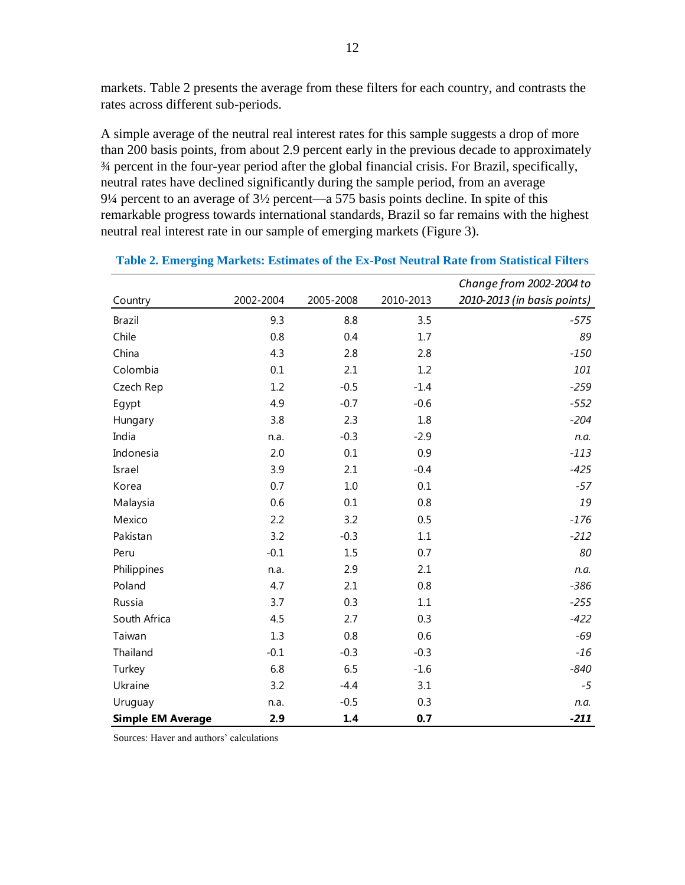markets. Table 2 presents the average from these filters for each country, and contrasts the rates across different sub-periods.

A simple average of the neutral real interest rates for this sample suggests a drop of more than 200 basis points, from about 2.9 percent early in the previous decade to approximately ¾ percent in the four-year period after the global financial crisis. For Brazil, specifically, neutral rates have declined significantly during the sample period, from an average 9¼ percent to an average of 3½ percent—a 575 basis points decline. In spite of this remarkable progress towards international standards, Brazil so far remains with the highest neutral real interest rate in our sample of emerging markets (Figure 3).

**Table 2. Emerging Markets: Estimates of the Ex-Post Neutral Rate from Statistical Filters**

| Country | 2002-2004 | 2005-2008 | 2010-2013 | *Change from 2002-2004 to 2010-2013 (in basis points)* |
|---|---|---|---|---|
| Brazil | 9.3 | 8.8 | 3.5 | *-575* |
| Chile | 0.8 | 0.4 | 1.7 | *89* |
| China | 4.3 | 2.8 | 2.8 | *-150* |
| Colombia | 0.1 | 2.1 | 1.2 | *101* |
| Czech Rep | 1.2 | -0.5 | -1.4 | *-259* |
| Egypt | 4.9 | -0.7 | -0.6 | *-552* |
| Hungary | 3.8 | 2.3 | 1.8 | *-204* |
| India | n.a. | -0.3 | -2.9 | *n.a.* |
| Indonesia | 2.0 | 0.1 | 0.9 | *-113* |
| Israel | 3.9 | 2.1 | -0.4 | *-425* |
| Korea | 0.7 | 1.0 | 0.1 | *-57* |
| Malaysia | 0.6 | 0.1 | 0.8 | *19* |
| Mexico | 2.2 | 3.2 | 0.5 | *-176* |
| Pakistan | 3.2 | -0.3 | 1.1 | *-212* |
| Peru | -0.1 | 1.5 | 0.7 | *80* |
| Philippines | n.a. | 2.9 | 2.1 | *n.a.* |
| Poland | 4.7 | 2.1 | 0.8 | *-386* |
| Russia | 3.7 | 0.3 | 1.1 | *-255* |
| South Africa | 4.5 | 2.7 | 0.3 | *-422* |
| Taiwan | 1.3 | 0.8 | 0.6 | *-69* |
| Thailand | -0.1 | -0.3 | -0.3 | *-16* |
| Turkey | 6.8 | 6.5 | -1.6 | *-840* |
| Ukraine | 3.2 | -4.4 | 3.1 | *-5* |
| Uruguay | n.a. | -0.5 | 0.3 | *n.a.* |
| **Simple EM Average** | **2.9** | **1.4** | **0.7** | ***-211*** |

Sources: Haver and authors' calculations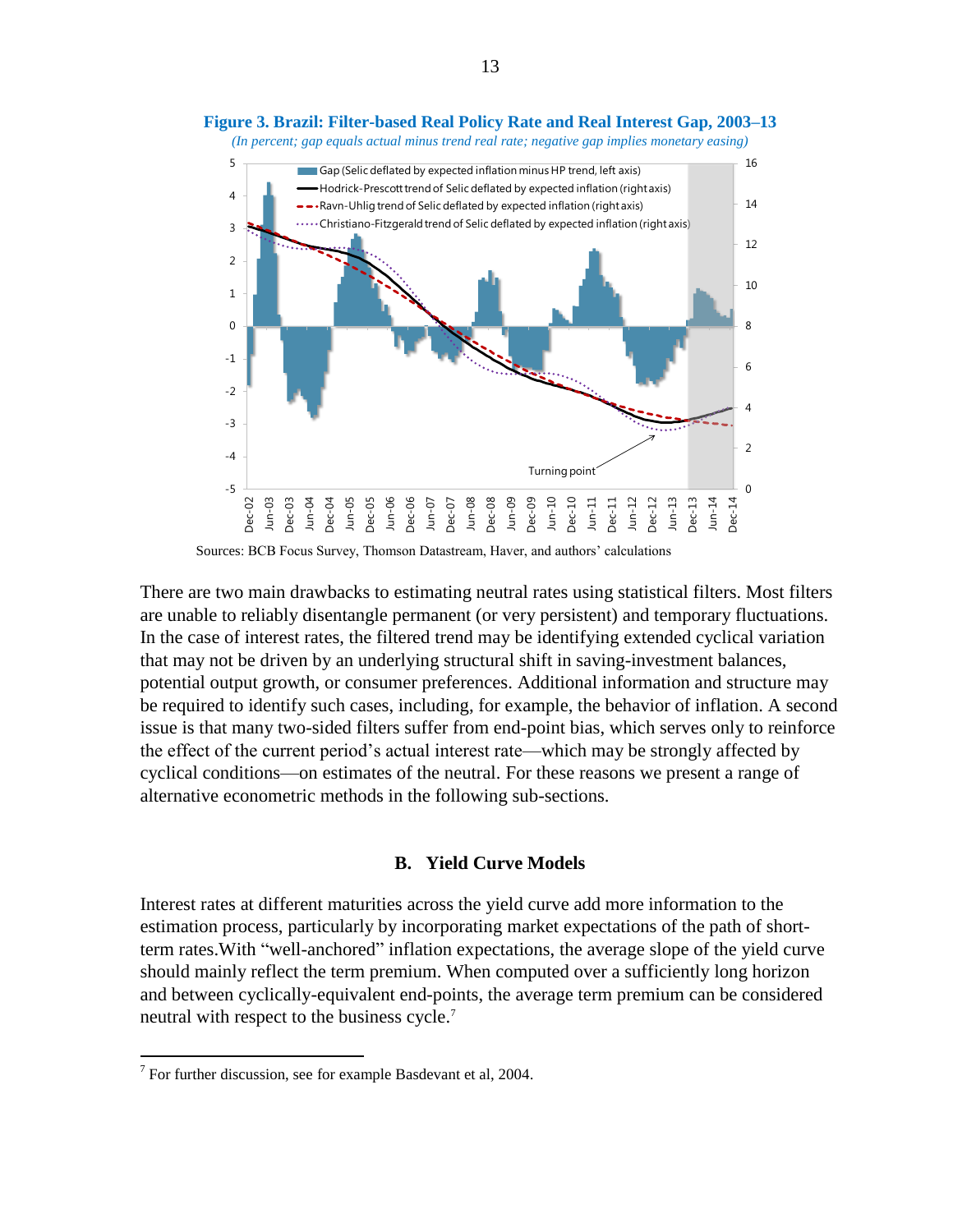**Figure 3. Brazil: Filter-based Real Policy Rate and Real Interest Gap, 2003–13**

*(In percent; gap equals actual minus trend real rate; negative gap implies monetary easing)*

Sources: BCB Focus Survey, Thomson Datastream, Haver, and authors' calculations

There are two main drawbacks to estimating neutral rates using statistical filters. Most filters are unable to reliably disentangle permanent (or very persistent) and temporary fluctuations. In the case of interest rates, the filtered trend may be identifying extended cyclical variation that may not be driven by an underlying structural shift in saving-investment balances, potential output growth, or consumer preferences. Additional information and structure may be required to identify such cases, including, for example, the behavior of inflation. A second issue is that many two-sided filters suffer from end-point bias, which serves only to reinforce the effect of the current period's actual interest rate—which may be strongly affected by cyclical conditions—on estimates of the neutral. For these reasons we present a range of alternative econometric methods in the following sub-sections.

## B. Yield Curve Models

Interest rates at different maturities across the yield curve add more information to the estimation process, particularly by incorporating market expectations of the path of short-term rates.With "well-anchored" inflation expectations, the average slope of the yield curve should mainly reflect the term premium. When computed over a sufficiently long horizon and between cyclically-equivalent end-points, the average term premium can be considered neutral with respect to the business cycle.[7]

[7] For further discussion, see for example Basdevant et al, 2004.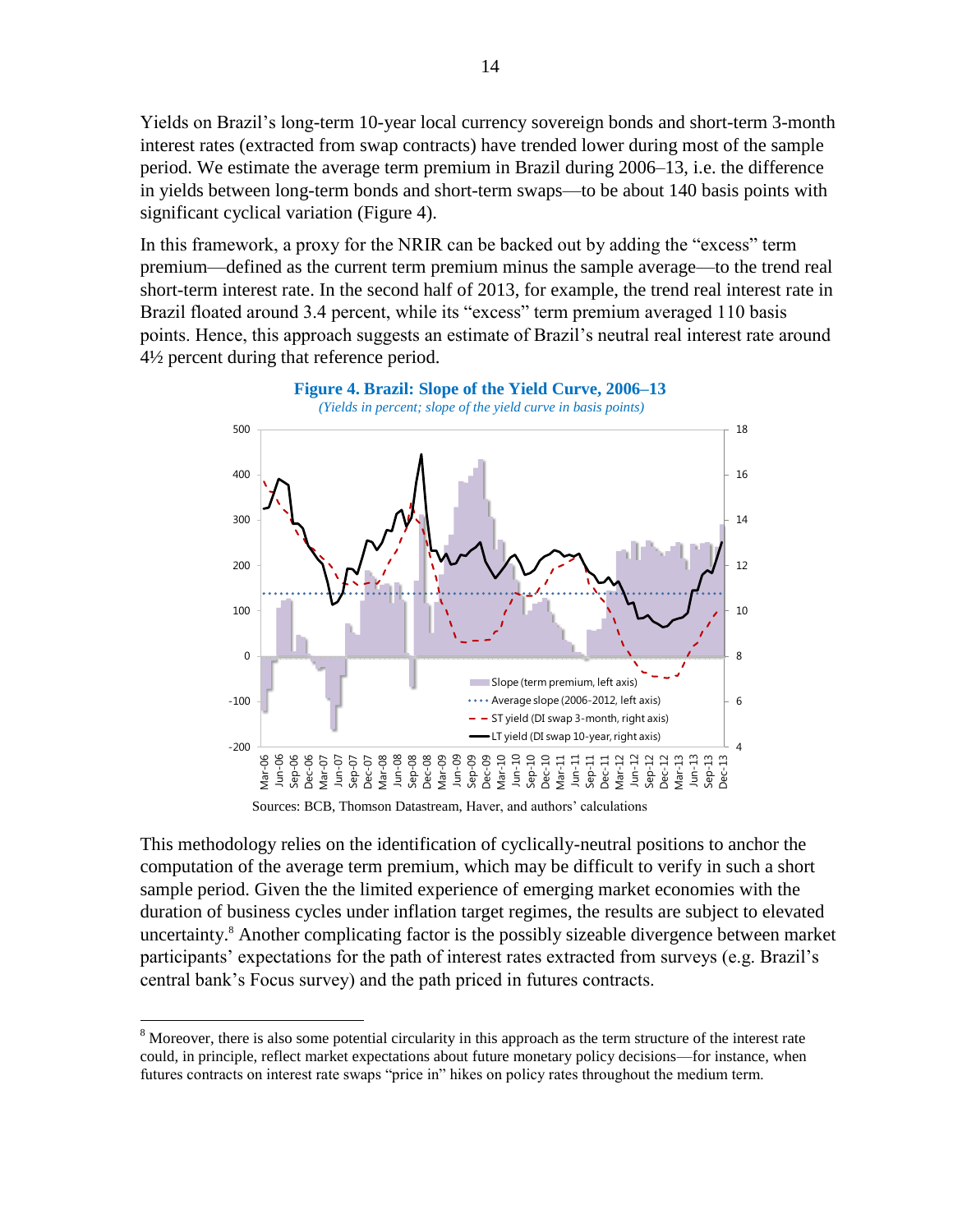Yields on Brazil's long-term 10-year local currency sovereign bonds and short-term 3-month interest rates (extracted from swap contracts) have trended lower during most of the sample period. We estimate the average term premium in Brazil during 2006–13, i.e. the difference in yields between long-term bonds and short-term swaps—to be about 140 basis points with significant cyclical variation (Figure 4).

In this framework, a proxy for the NRIR can be backed out by adding the "excess" term premium—defined as the current term premium minus the sample average—to the trend real short-term interest rate. In the second half of 2013, for example, the trend real interest rate in Brazil floated around 3.4 percent, while its "excess" term premium averaged 110 basis points. Hence, this approach suggests an estimate of Brazil's neutral real interest rate around 4½ percent during that reference period.

**Figure 4. Brazil: Slope of the Yield Curve, 2006–13**

*(Yields in percent; slope of the yield curve in basis points)*

Sources: BCB, Thomson Datastream, Haver, and authors' calculations

This methodology relies on the identification of cyclically-neutral positions to anchor the computation of the average term premium, which may be difficult to verify in such a short sample period. Given the the limited experience of emerging market economies with the duration of business cycles under inflation target regimes, the results are subject to elevated uncertainty.[8] Another complicating factor is the possibly sizeable divergence between market participants' expectations for the path of interest rates extracted from surveys (e.g. Brazil's central bank's Focus survey) and the path priced in futures contracts.

[8] Moreover, there is also some potential circularity in this approach as the term structure of the interest rate could, in principle, reflect market expectations about future monetary policy decisions—for instance, when futures contracts on interest rate swaps "price in" hikes on policy rates throughout the medium term.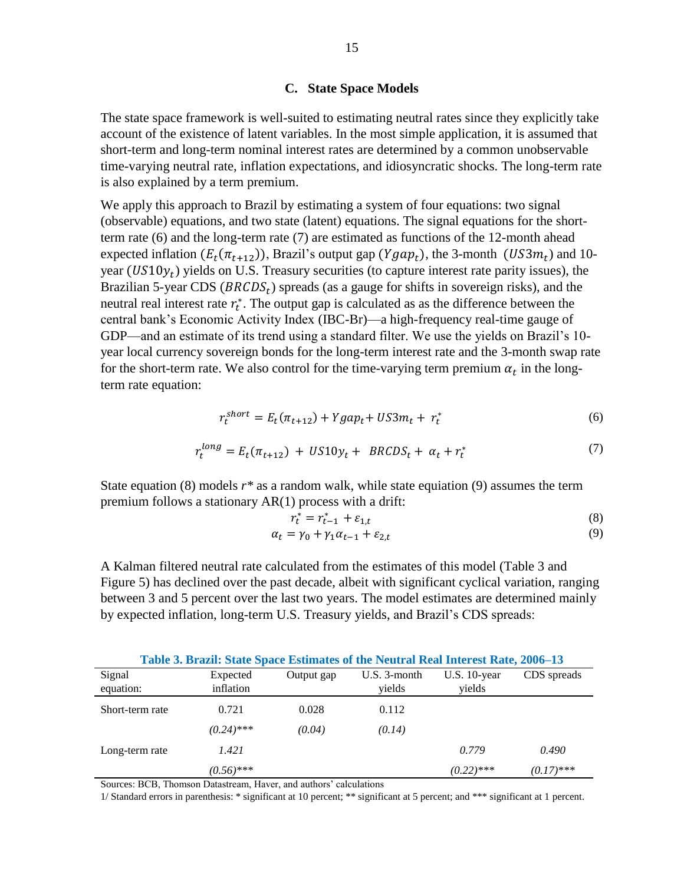### C. State Space Models

The state space framework is well-suited to estimating neutral rates since they explicitly take account of the existence of latent variables. In the most simple application, it is assumed that short-term and long-term nominal interest rates are determined by a common unobservable time-varying neutral rate, inflation expectations, and idiosyncratic shocks. The long-term rate is also explained by a term premium.

We apply this approach to Brazil by estimating a system of four equations: two signal (observable) equations, and two state (latent) equations. The signal equations for the short-term rate (6) and the long-term rate (7) are estimated as functions of the 12-month ahead expected inflation ($E_t(\pi_{t+12})$), Brazil's output gap ($Ygap_t$), the 3-month ($US3m_t$) and 10-year ($US10y_t$) yields on U.S. Treasury securities (to capture interest rate parity issues), the Brazilian 5-year CDS ($BRCDS_t$) spreads (as a gauge for shifts in sovereign risks), and the neutral real interest rate $r_t^*$. The output gap is calculated as as the difference between the central bank's Economic Activity Index (IBC-Br)—a high-frequency real-time gauge of GDP—and an estimate of its trend using a standard filter. We use the yields on Brazil's 10-year local currency sovereign bonds for the long-term interest rate and the 3-month swap rate for the short-term rate. We also control for the time-varying term premium $\alpha_t$ in the long-term rate equation:

$$r_t^{short} = E_t(\pi_{t+12}) + Ygap_t + US3m_t + r_t^* \tag{6}$$

$$r_t^{long} = E_t(\pi_{t+12}) + US10y_t + BRCDS_t + \alpha_t + r_t^* \tag{7}$$

State equation (8) models $r^*$ as a random walk, while state equiation (9) assumes the term premium follows a stationary AR(1) process with a drift:

$$r_t^* = r_{t-1}^* + \varepsilon_{1,t} \tag{8}$$

$$\alpha_t = \gamma_0 + \gamma_1 \alpha_{t-1} + \varepsilon_{2,t} \tag{9}$$

A Kalman filtered neutral rate calculated from the estimates of this model (Table 3 and Figure 5) has declined over the past decade, albeit with significant cyclical variation, ranging between 3 and 5 percent over the last two years. The model estimates are determined mainly by expected inflation, long-term U.S. Treasury yields, and Brazil's CDS spreads:

**Table 3. Brazil: State Space Estimates of the Neutral Real Interest Rate, 2006–13**

| Signal equation: | Expected inflation | Output gap | U.S. 3-month yields | U.S. 10-year yields | CDS spreads |
|---|---|---|---|---|---|
| Short-term rate | 0.721 | 0.028 | 0.112 | | |
| | *(0.24)\*\*\** | *(0.04)* | *(0.14)* | | |
| Long-term rate | *1.421* | | | *0.779* | *0.490* |
| | *(0.56)\*\*\** | | | *(0.22)\*\*\** | *(0.17)\*\*\** |

Sources: BCB, Thomson Datastream, Haver, and authors' calculations

1/ Standard errors in parenthesis: * significant at 10 percent; ** significant at 5 percent; and *** significant at 1 percent.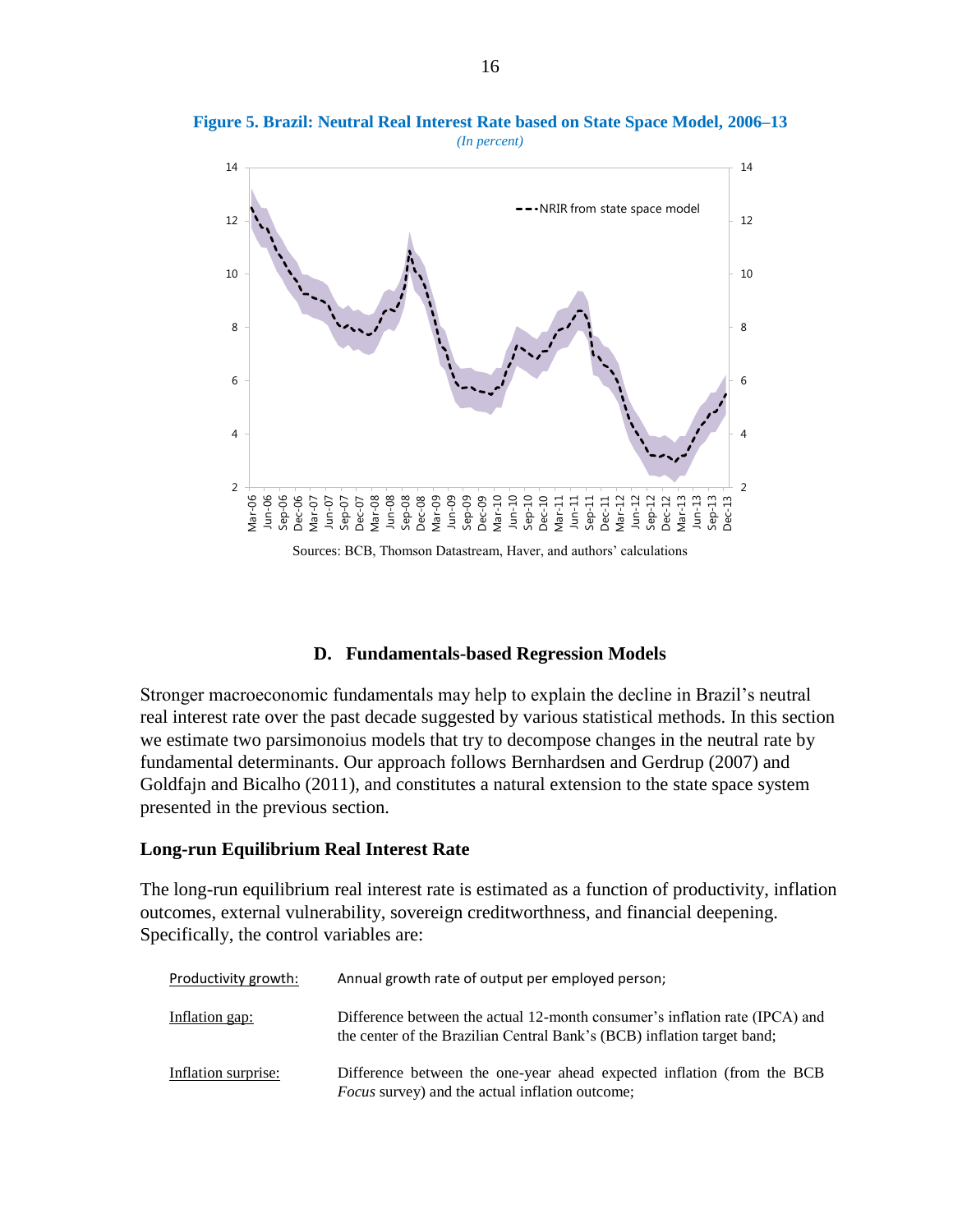**Figure 5. Brazil: Neutral Real Interest Rate based on State Space Model, 2006–13**

*(In percent)*

Sources: BCB, Thomson Datastream, Haver, and authors' calculations

### D. Fundamentals-based Regression Models

Stronger macroeconomic fundamentals may help to explain the decline in Brazil's neutral real interest rate over the past decade suggested by various statistical methods. In this section we estimate two parsimonoius models that try to decompose changes in the neutral rate by fundamental determinants. Our approach follows Bernhardsen and Gerdrup (2007) and Goldfajn and Bicalho (2011), and constitutes a natural extension to the state space system presented in the previous section.

#### Long-run Equilibrium Real Interest Rate

The long-run equilibrium real interest rate is estimated as a function of productivity, inflation outcomes, external vulnerability, sovereign creditworthness, and financial deepening. Specifically, the control variables are:

| | |
|---|---|
| Productivity growth: | Annual growth rate of output per employed person; |
| Inflation gap: | Difference between the actual 12-month consumer's inflation rate (IPCA) and the center of the Brazilian Central Bank's (BCB) inflation target band; |
| Inflation surprise: | Difference between the one-year ahead expected inflation (from the BCB *Focus* survey) and the actual inflation outcome; |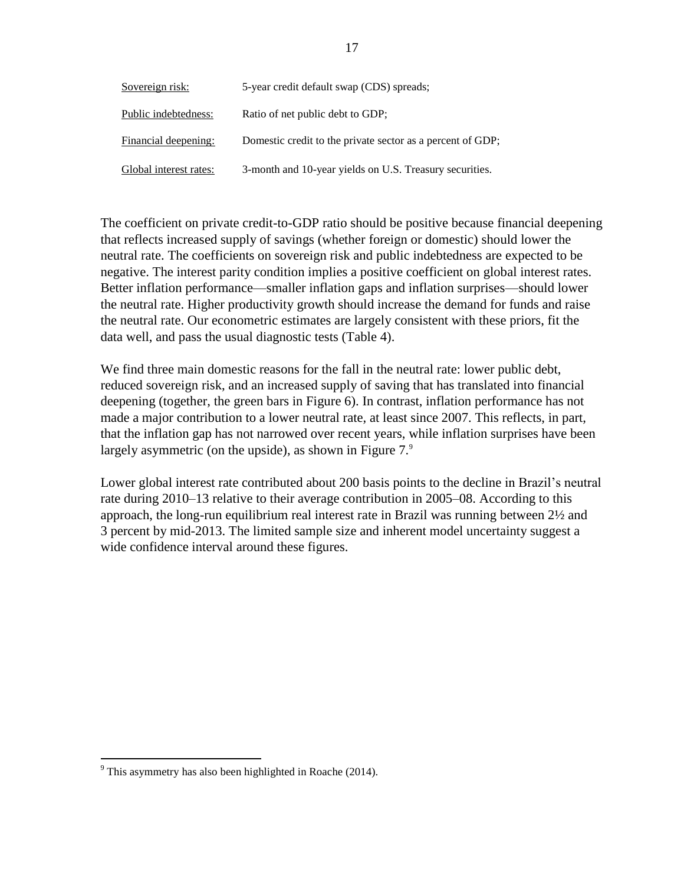| | |
|---|---|
| Sovereign risk: | 5-year credit default swap (CDS) spreads; |
| Public indebtedness: | Ratio of net public debt to GDP; |
| Financial deepening: | Domestic credit to the private sector as a percent of GDP; |
| Global interest rates: | 3-month and 10-year yields on U.S. Treasury securities. |

The coefficient on private credit-to-GDP ratio should be positive because financial deepening that reflects increased supply of savings (whether foreign or domestic) should lower the neutral rate. The coefficients on sovereign risk and public indebtedness are expected to be negative. The interest parity condition implies a positive coefficient on global interest rates. Better inflation performance—smaller inflation gaps and inflation surprises—should lower the neutral rate. Higher productivity growth should increase the demand for funds and raise the neutral rate. Our econometric estimates are largely consistent with these priors, fit the data well, and pass the usual diagnostic tests (Table 4).

We find three main domestic reasons for the fall in the neutral rate: lower public debt, reduced sovereign risk, and an increased supply of saving that has translated into financial deepening (together, the green bars in Figure 6). In contrast, inflation performance has not made a major contribution to a lower neutral rate, at least since 2007. This reflects, in part, that the inflation gap has not narrowed over recent years, while inflation surprises have been largely asymmetric (on the upside), as shown in Figure 7.[9]

Lower global interest rate contributed about 200 basis points to the decline in Brazil's neutral rate during 2010–13 relative to their average contribution in 2005–08. According to this approach, the long-run equilibrium real interest rate in Brazil was running between 2½ and 3 percent by mid-2013. The limited sample size and inherent model uncertainty suggest a wide confidence interval around these figures.

[9] This asymmetry has also been highlighted in Roache (2014).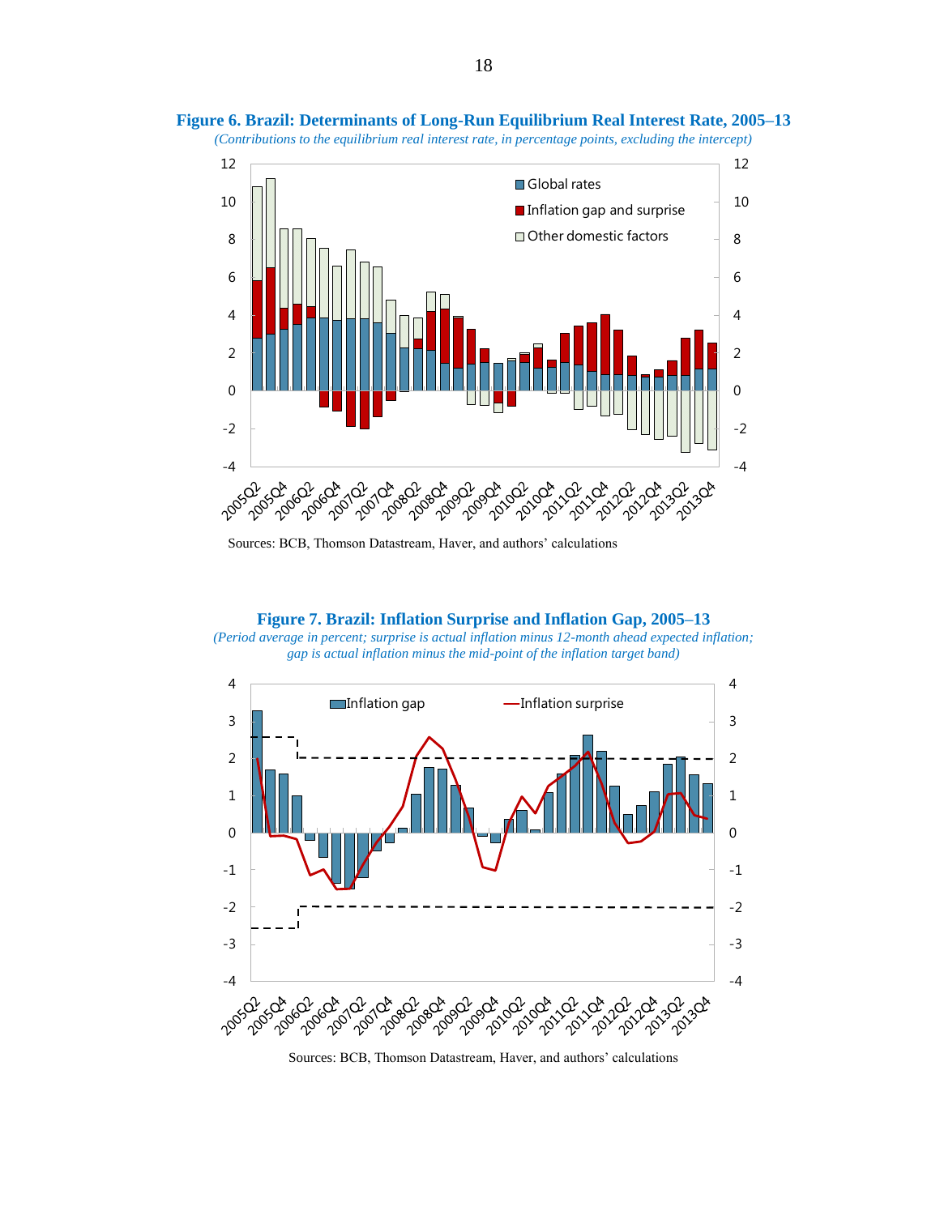**Figure 6. Brazil: Determinants of Long-Run Equilibrium Real Interest Rate, 2005–13**

*(Contributions to the equilibrium real interest rate, in percentage points, excluding the intercept)*

Sources: BCB, Thomson Datastream, Haver, and authors' calculations

**Figure 7. Brazil: Inflation Surprise and Inflation Gap, 2005–13**

*(Period average in percent; surprise is actual inflation minus 12-month ahead expected inflation; gap is actual inflation minus the mid-point of the inflation target band)*

Sources: BCB, Thomson Datastream, Haver, and authors' calculations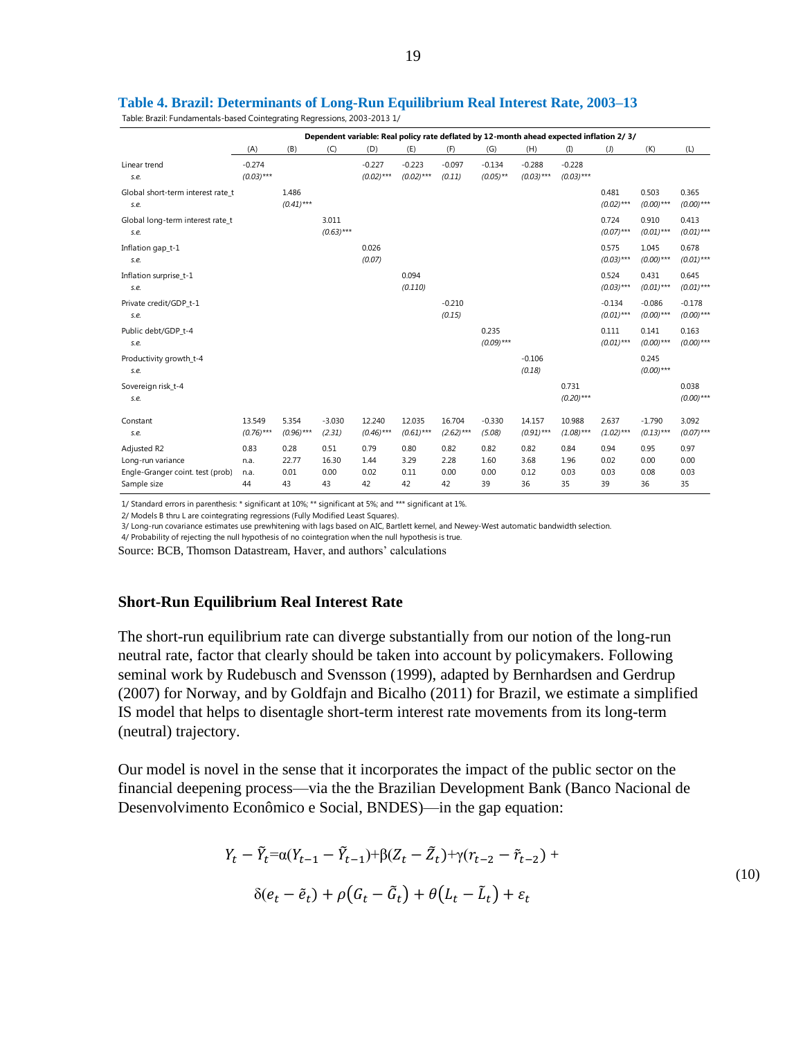**Table 4. Brazil: Determinants of Long-Run Equilibrium Real Interest Rate, 2003–13**

Table: Brazil: Fundamentals-based Cointegrating Regressions, 2003-2013 1/

| | Dependent variable: Real policy rate deflated by 12-month ahead expected inflation 2/ 3/ | | | | | | | | | | | |
|---|---|---|---|---|---|---|---|---|---|---|---|---|
| | (A) | (B) | (C) | (D) | (E) | (F) | (G) | (H) | (I) | (J) | (K) | (L) |
| Linear trend | -0.274 | | | -0.227 | -0.223 | -0.097 | -0.134 | -0.288 | -0.228 | | | |
| *s.e.* | *(0.03)**** | | | *(0.02)**** | *(0.02)**** | *(0.11)* | *(0.05)*** | *(0.03)**** | *(0.03)**** | | | |
| Global short-term interest rate_t | | 1.486 | | | | | | | | 0.481 | 0.503 | 0.365 |
| *s.e.* | | *(0.41)**** | | | | | | | | *(0.02)**** | *(0.00)**** | *(0.00)**** |
| Global long-term interest rate_t | | | 3.011 | | | | | | | 0.724 | 0.910 | 0.413 |
| *s.e.* | | | *(0.63)**** | | | | | | | *(0.07)**** | *(0.01)**** | *(0.01)**** |
| Inflation gap_t-1 | | | | 0.026 | | | | | | 0.575 | 1.045 | 0.678 |
| *s.e.* | | | | *(0.07)* | | | | | | *(0.03)**** | *(0.00)**** | *(0.01)**** |
| Inflation surprise_t-1 | | | | | 0.094 | | | | | 0.524 | 0.431 | 0.645 |
| *s.e.* | | | | | *(0.110)* | | | | | *(0.03)**** | *(0.01)**** | *(0.01)**** |
| Private credit/GDP_t-1 | | | | | | -0.210 | | | | -0.134 | -0.086 | -0.178 |
| *s.e.* | | | | | | *(0.15)* | | | | *(0.01)**** | *(0.00)**** | *(0.00)**** |
| Public debt/GDP_t-4 | | | | | | | 0.235 | | | 0.111 | 0.141 | 0.163 |
| *s.e.* | | | | | | | *(0.09)**** | | | *(0.01)**** | *(0.00)**** | *(0.00)**** |
| Productivity growth_t-4 | | | | | | | | -0.106 | | | 0.245 | |
| *s.e.* | | | | | | | | *(0.18)* | | | *(0.00)**** | |
| Sovereign risk_t-4 | | | | | | | | | 0.731 | | | 0.038 |
| *s.e.* | | | | | | | | | *(0.20)**** | | | *(0.00)**** |
| Constant | 13.549 | 5.354 | -3.030 | 12.240 | 12.035 | 16.704 | -0.330 | 14.157 | 10.988 | 2.637 | -1.790 | 3.092 |
| *s.e.* | *(0.76)**** | *(0.96)**** | *(2.31)* | *(0.46)**** | *(0.61)**** | *(2.62)**** | *(5.08)* | *(0.91)**** | *(1.08)**** | *(1.02)**** | *(0.13)**** | *(0.07)**** |
| Adjusted R2 | 0.83 | 0.28 | 0.51 | 0.79 | 0.80 | 0.82 | 0.82 | 0.82 | 0.84 | 0.94 | 0.95 | 0.97 |
| Long-run variance | n.a. | 22.77 | 16.30 | 1.44 | 3.29 | 2.28 | 1.60 | 3.68 | 1.96 | 0.02 | 0.00 | 0.00 |
| Engle-Granger coint. test (prob) | n.a. | 0.01 | 0.00 | 0.02 | 0.11 | 0.00 | 0.00 | 0.12 | 0.03 | 0.03 | 0.08 | 0.03 |
| Sample size | 44 | 43 | 43 | 42 | 42 | 42 | 39 | 36 | 35 | 39 | 36 | 35 |

1/ Standard errors in parenthesis: * significant at 10%; ** significant at 5%; and *** significant at 1%.

2/ Models B thru L are cointegrating regressions (Fully Modified Least Squares).

3/ Long-run covariance estimates use prewhitening with lags based on AIC, Bartlett kernel, and Newey-West automatic bandwidth selection.

4/ Probability of rejecting the null hypothesis of no cointegration when the null hypothesis is true.

Source: BCB, Thomson Datastream, Haver, and authors' calculations

## Short-Run Equilibrium Real Interest Rate

The short-run equilibrium rate can diverge substantially from our notion of the long-run neutral rate, factor that clearly should be taken into account by policymakers. Following seminal work by Rudebusch and Svensson (1999), adapted by Bernhardsen and Gerdrup (2007) for Norway, and by Goldfajn and Bicalho (2011) for Brazil, we estimate a simplified IS model that helps to disentagle short-term interest rate movements from its long-term (neutral) trajectory.

Our model is novel in the sense that it incorporates the impact of the public sector on the financial deepening process—via the the Brazilian Development Bank (Banco Nacional de Desenvolvimento Econômico e Social, BNDES)—in the gap equation:

$$
Y_t - \tilde{Y}_t = \alpha(Y_{t-1} - \tilde{Y}_{t-1}) + \beta(Z_t - \tilde{Z}_t) + \gamma(r_{t-2} - \tilde{r}_{t-2}) + \delta(e_t - \tilde{e}_t) + \rho(G_t - \tilde{G}_t) + \theta(L_t - \tilde{L}_t) + \varepsilon_t \tag{10}
$$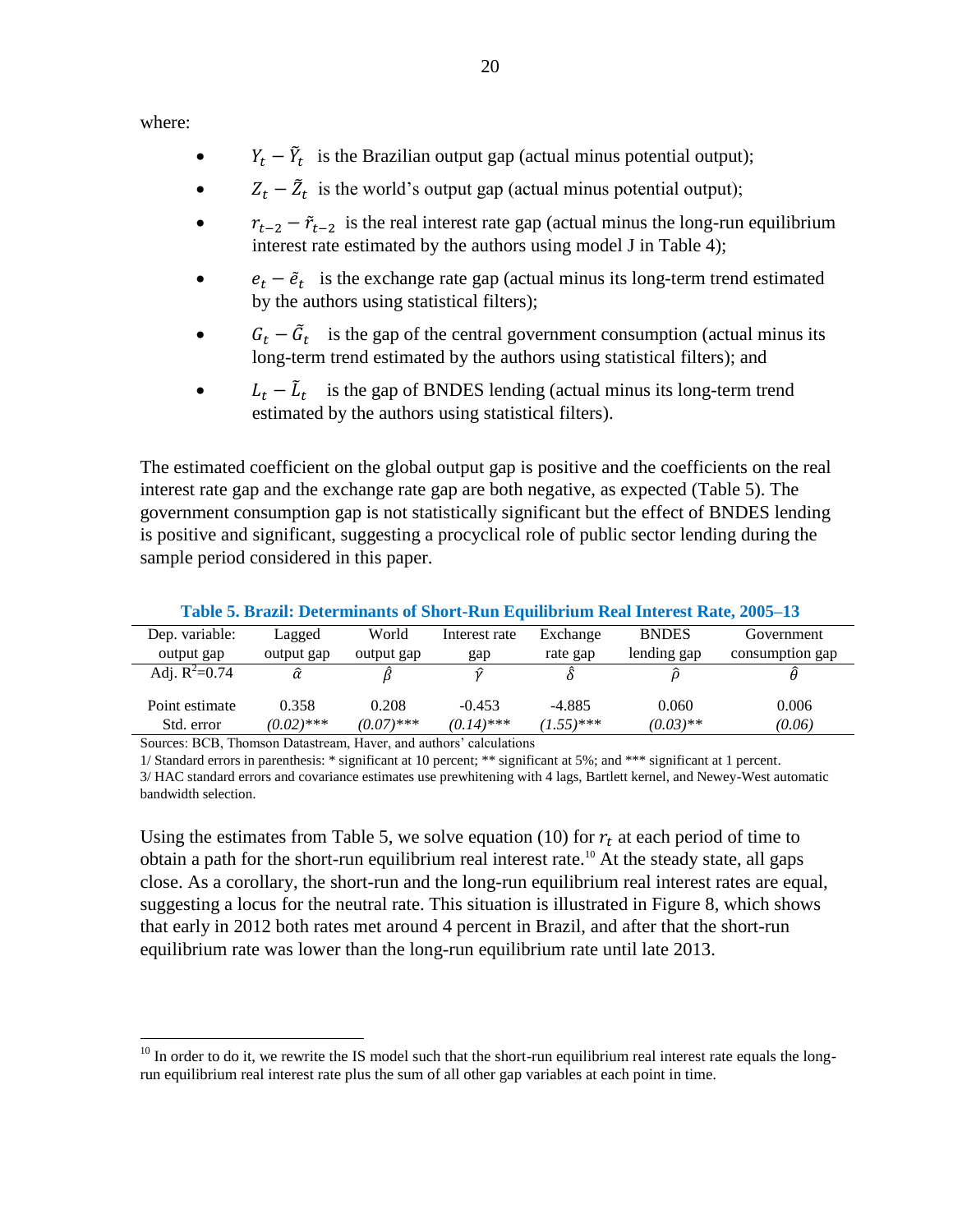where:

- $Y_t - \tilde{Y}_t$ is the Brazilian output gap (actual minus potential output);
- $Z_t - \tilde{Z}_t$ is the world's output gap (actual minus potential output);
- $r_{t-2} - \tilde{r}_{t-2}$ is the real interest rate gap (actual minus the long-run equilibrium interest rate estimated by the authors using model J in Table 4);
- $e_t - \tilde{e}_t$ is the exchange rate gap (actual minus its long-term trend estimated by the authors using statistical filters);
- $G_t - \tilde{G}_t$ is the gap of the central government consumption (actual minus its long-term trend estimated by the authors using statistical filters); and
- $L_t - \tilde{L}_t$ is the gap of BNDES lending (actual minus its long-term trend estimated by the authors using statistical filters).

The estimated coefficient on the global output gap is positive and the coefficients on the real interest rate gap and the exchange rate gap are both negative, as expected (Table 5). The government consumption gap is not statistically significant but the effect of BNDES lending is positive and significant, suggesting a procyclical role of public sector lending during the sample period considered in this paper.

**Table 5. Brazil: Determinants of Short-Run Equilibrium Real Interest Rate, 2005–13**

| Dep. variable: output gap | Lagged output gap | World output gap | Interest rate gap | Exchange rate gap | BNDES lending gap | Government consumption gap |
|---|---|---|---|---|---|---|
| Adj. $R^2$=0.74 | $\hat{\alpha}$ | $\hat{\beta}$ | $\hat{\gamma}$ | $\hat{\delta}$ | $\hat{\rho}$ | $\hat{\theta}$ |
| Point estimate | 0.358 | 0.208 | -0.453 | -4.885 | 0.060 | 0.006 |
| Std. error | *(0.02)****** | *(0.07)****** | *(0.14)****** | *(1.55)****** | *(0.03)**** | *(0.06)* |

Sources: BCB, Thomson Datastream, Haver, and authors' calculations

1/ Standard errors in parenthesis: * significant at 10 percent; ** significant at 5%; and *** significant at 1 percent.

3/ HAC standard errors and covariance estimates use prewhitening with 4 lags, Bartlett kernel, and Newey-West automatic bandwidth selection.

Using the estimates from Table 5, we solve equation (10) for $r_t$ at each period of time to obtain a path for the short-run equilibrium real interest rate.[10] At the steady state, all gaps close. As a corollary, the short-run and the long-run equilibrium real interest rates are equal, suggesting a locus for the neutral rate. This situation is illustrated in Figure 8, which shows that early in 2012 both rates met around 4 percent in Brazil, and after that the short-run equilibrium rate was lower than the long-run equilibrium rate until late 2013.

[10] In order to do it, we rewrite the IS model such that the short-run equilibrium real interest rate equals the long-run equilibrium real interest rate plus the sum of all other gap variables at each point in time.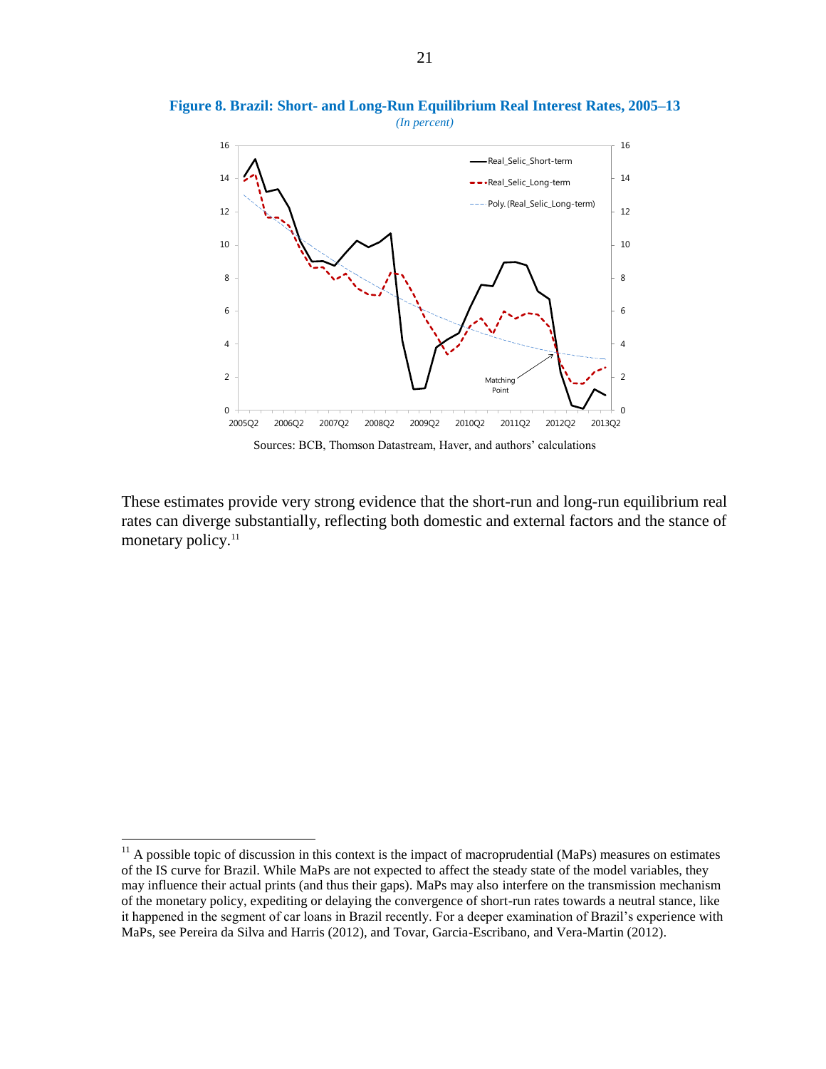**Figure 8. Brazil: Short- and Long-Run Equilibrium Real Interest Rates, 2005–13**

*(In percent)*

Sources: BCB, Thomson Datastream, Haver, and authors' calculations

These estimates provide very strong evidence that the short-run and long-run equilibrium real rates can diverge substantially, reflecting both domestic and external factors and the stance of monetary policy.[11]

---

[11] A possible topic of discussion in this context is the impact of macroprudential (MaPs) measures on estimates of the IS curve for Brazil. While MaPs are not expected to affect the steady state of the model variables, they may influence their actual prints (and thus their gaps). MaPs may also interfere on the transmission mechanism of the monetary policy, expediting or delaying the convergence of short-run rates towards a neutral stance, like it happened in the segment of car loans in Brazil recently. For a deeper examination of Brazil's experience with MaPs, see Pereira da Silva and Harris (2012), and Tovar, Garcia-Escribano, and Vera-Martin (2012).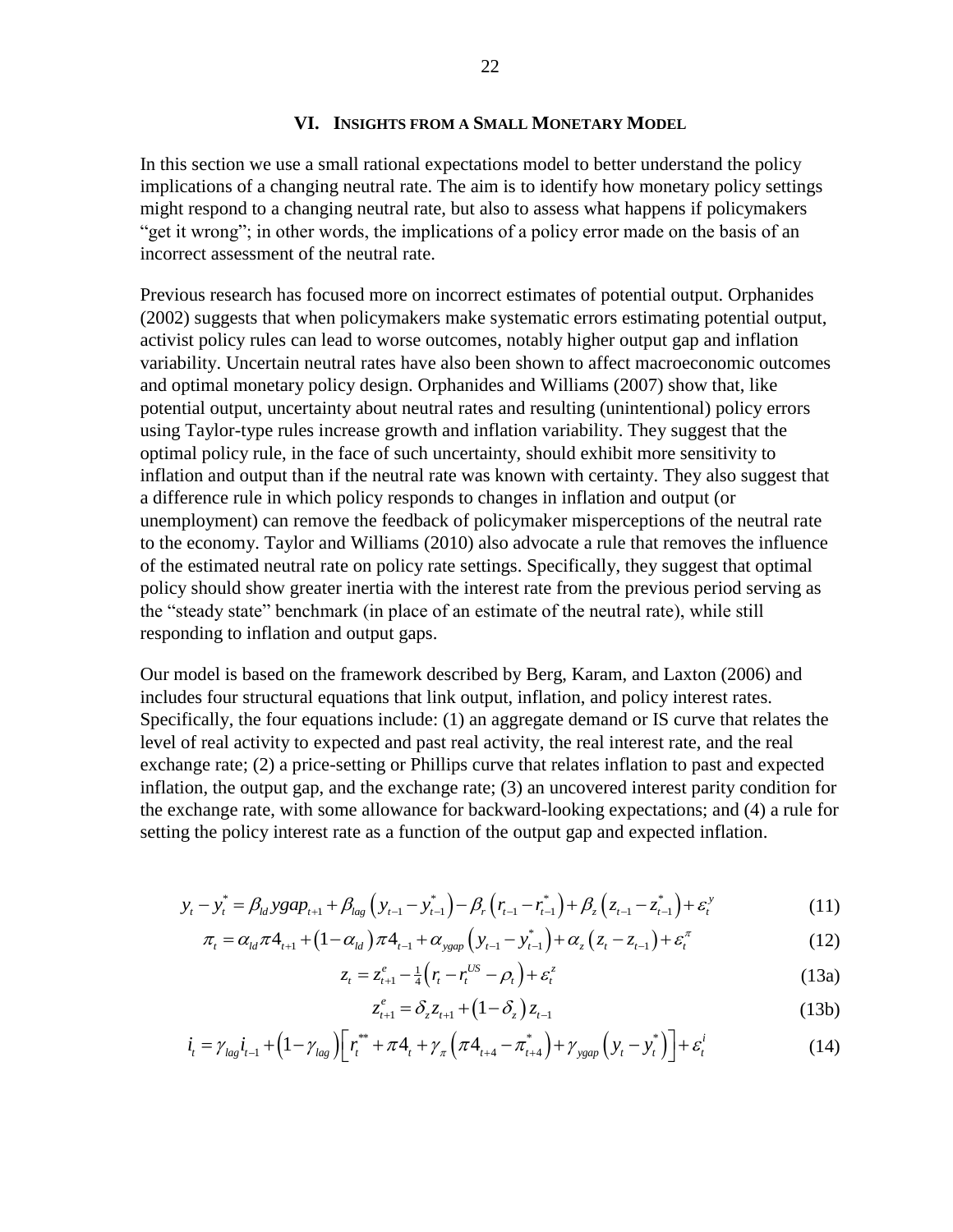## VI. Insights from a Small Monetary Model

In this section we use a small rational expectations model to better understand the policy implications of a changing neutral rate. The aim is to identify how monetary policy settings might respond to a changing neutral rate, but also to assess what happens if policymakers "get it wrong"; in other words, the implications of a policy error made on the basis of an incorrect assessment of the neutral rate.

Previous research has focused more on incorrect estimates of potential output. Orphanides (2002) suggests that when policymakers make systematic errors estimating potential output, activist policy rules can lead to worse outcomes, notably higher output gap and inflation variability. Uncertain neutral rates have also been shown to affect macroeconomic outcomes and optimal monetary policy design. Orphanides and Williams (2007) show that, like potential output, uncertainty about neutral rates and resulting (unintentional) policy errors using Taylor-type rules increase growth and inflation variability. They suggest that the optimal policy rule, in the face of such uncertainty, should exhibit more sensitivity to inflation and output than if the neutral rate was known with certainty. They also suggest that a difference rule in which policy responds to changes in inflation and output (or unemployment) can remove the feedback of policymaker misperceptions of the neutral rate to the economy. Taylor and Williams (2010) also advocate a rule that removes the influence of the estimated neutral rate on policy rate settings. Specifically, they suggest that optimal policy should show greater inertia with the interest rate from the previous period serving as the "steady state" benchmark (in place of an estimate of the neutral rate), while still responding to inflation and output gaps.

Our model is based on the framework described by Berg, Karam, and Laxton (2006) and includes four structural equations that link output, inflation, and policy interest rates. Specifically, the four equations include: (1) an aggregate demand or IS curve that relates the level of real activity to expected and past real activity, the real interest rate, and the real exchange rate; (2) a price-setting or Phillips curve that relates inflation to past and expected inflation, the output gap, and the exchange rate; (3) an uncovered interest parity condition for the exchange rate, with some allowance for backward-looking expectations; and (4) a rule for setting the policy interest rate as a function of the output gap and expected inflation.

$$y_t - y_t^* = \beta_{ld} ygap_{t+1} + \beta_{lag}\left(y_{t-1} - y_{t-1}^*\right) - \beta_r\left(r_{t-1} - r_{t-1}^*\right) + \beta_z\left(z_{t-1} - z_{t-1}^*\right) + \varepsilon_t^y \tag{11}$$

$$\pi_t = \alpha_{ld}\pi 4_{t+1} + \left(1 - \alpha_{ld}\right)\pi 4_{t-1} + \alpha_{ygap}\left(y_{t-1} - y_{t-1}^*\right) + \alpha_z\left(z_t - z_{t-1}\right) + \varepsilon_t^\pi \tag{12}$$

$$z_t = z_{t+1}^e - \tfrac{1}{4}\left(r_t - r_t^{US} - \rho_t\right) + \varepsilon_t^z \tag{13a}$$

$$z_{t+1}^e = \delta_z z_{t+1} + \left(1 - \delta_z\right) z_{t-1} \tag{13b}$$

$$i_t = \gamma_{lag} i_{t-1} + \left(1 - \gamma_{lag}\right)\left[r_t^{**} + \pi 4_t + \gamma_\pi\left(\pi 4_{t+4} - \pi_{t+4}^*\right) + \gamma_{ygap}\left(y_t - y_t^*\right)\right] + \varepsilon_t^i \tag{14}$$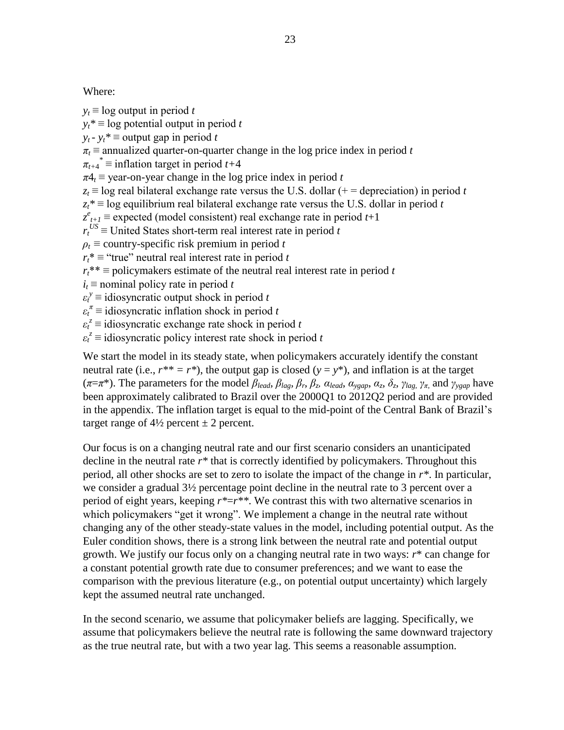Where:

$y_t \equiv$ log output in period $t$  
$y_t* \equiv$ log potential output in period $t$  
$y_t - y_t* \equiv$ output gap in period $t$  
$\pi_t \equiv$ annualized quarter-on-quarter change in the log price index in period $t$  
$\pi_{t+4}^* \equiv$ inflation target in period $t$+4  
$\pi 4_t \equiv$ year-on-year change in the log price index in period $t$  
$z_t \equiv$ log real bilateral exchange rate versus the U.S. dollar (+ = depreciation) in period $t$  
$z_t* \equiv$ log equilibrium real bilateral exchange rate versus the U.S. dollar in period $t$  
$z^e_{t+1} \equiv$ expected (model consistent) real exchange rate in period $t$+1  
$r_t^{US} \equiv$ United States short-term real interest rate in period $t$  
$\rho_t \equiv$ country-specific risk premium in period $t$  
$r_t* \equiv$ "true" neutral real interest rate in period $t$  
$r_t** \equiv$ policymakers estimate of the neutral real interest rate in period $t$  
$i_t \equiv$ nominal policy rate in period $t$  
$\varepsilon_t^y \equiv$ idiosyncratic output shock in period $t$  
$\varepsilon_t^\pi \equiv$ idiosyncratic inflation shock in period $t$  
$\varepsilon_t^z \equiv$ idiosyncratic exchange rate shock in period $t$  
$\varepsilon_t^z \equiv$ idiosyncratic policy interest rate shock in period $t$

We start the model in its steady state, when policymakers accurately identify the constant neutral rate (i.e., $r** = r*$), the output gap is closed ($y = y*$), and inflation is at the target ($\pi$=$\pi$*). The parameters for the model $\beta_{lead}$, $\beta_{lag}$, $\beta_r$, $\beta_z$, $\alpha_{lead}$, $\alpha_{ygap}$, $\alpha_z$, $\delta_z$, $\gamma_{lag}$, $\gamma_\pi$, and $\gamma_{ygap}$ have been approximately calibrated to Brazil over the 2000Q1 to 2012Q2 period and are provided in the appendix. The inflation target is equal to the mid-point of the Central Bank of Brazil's target range of 4½ percent ± 2 percent.

Our focus is on a changing neutral rate and our first scenario considers an unanticipated decline in the neutral rate $r*$ that is correctly identified by policymakers. Throughout this period, all other shocks are set to zero to isolate the impact of the change in $r*$. In particular, we consider a gradual 3½ percentage point decline in the neutral rate to 3 percent over a period of eight years, keeping $r*$=$r**$. We contrast this with two alternative scenarios in which policymakers "get it wrong". We implement a change in the neutral rate without changing any of the other steady-state values in the model, including potential output. As the Euler condition shows, there is a strong link between the neutral rate and potential output growth. We justify our focus only on a changing neutral rate in two ways: $r*$ can change for a constant potential growth rate due to consumer preferences; and we want to ease the comparison with the previous literature (e.g., on potential output uncertainty) which largely kept the assumed neutral rate unchanged.

In the second scenario, we assume that policymaker beliefs are lagging. Specifically, we assume that policymakers believe the neutral rate is following the same downward trajectory as the true neutral rate, but with a two year lag. This seems a reasonable assumption.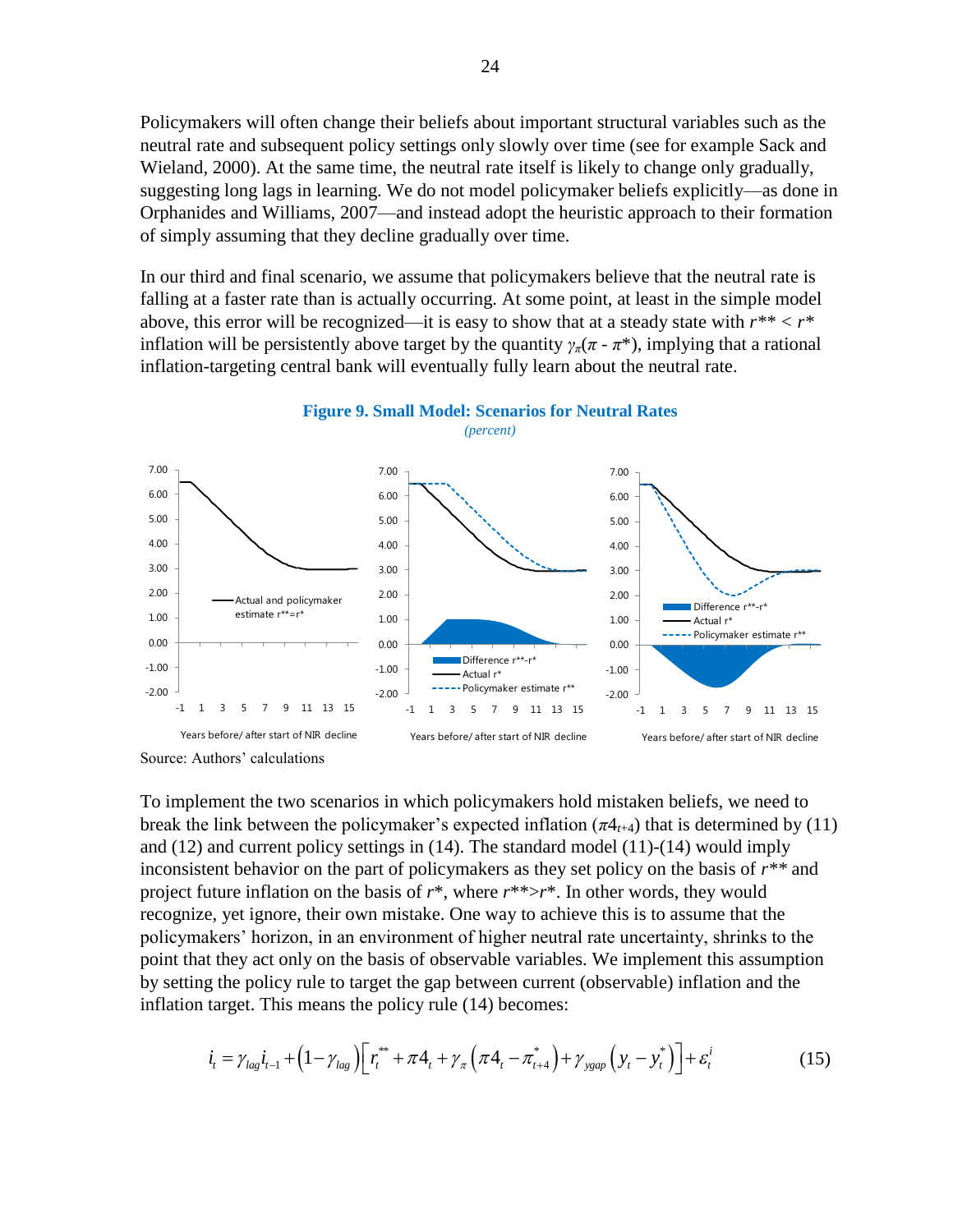Policymakers will often change their beliefs about important structural variables such as the neutral rate and subsequent policy settings only slowly over time (see for example Sack and Wieland, 2000). At the same time, the neutral rate itself is likely to change only gradually, suggesting long lags in learning. We do not model policymaker beliefs explicitly—as done in Orphanides and Williams, 2007—and instead adopt the heuristic approach to their formation of simply assuming that they decline gradually over time.

In our third and final scenario, we assume that policymakers believe that the neutral rate is falling at a faster rate than is actually occurring. At some point, at least in the simple model above, this error will be recognized—it is easy to show that at a steady state with $r^{**} < r^{*}$ inflation will be persistently above target by the quantity $\gamma_{\pi}(\pi - \pi^{*})$, implying that a rational inflation-targeting central bank will eventually fully learn about the neutral rate.

**Figure 9. Small Model: Scenarios for Neutral Rates**

*(percent)*

Source: Authors' calculations

To implement the two scenarios in which policymakers hold mistaken beliefs, we need to break the link between the policymaker's expected inflation ($\pi 4_{t+4}$) that is determined by (11) and (12) and current policy settings in (14). The standard model (11)-(14) would imply inconsistent behavior on the part of policymakers as they set policy on the basis of $r^{**}$ and project future inflation on the basis of $r^{*}$, where $r^{**} > r^{*}$. In other words, they would recognize, yet ignore, their own mistake. One way to achieve this is to assume that the policymakers' horizon, in an environment of higher neutral rate uncertainty, shrinks to the point that they act only on the basis of observable variables. We implement this assumption by setting the policy rule to target the gap between current (observable) inflation and the inflation target. This means the policy rule (14) becomes:

$$i_t = \gamma_{lag} i_{t-1} + \left(1 - \gamma_{lag}\right)\left[r_t^{**} + \pi 4_t + \gamma_{\pi}\left(\pi 4_t - \pi_{t+4}^{*}\right) + \gamma_{ygap}\left(y_t - y_t^{*}\right)\right] + \varepsilon_t^{i} \tag{15}$$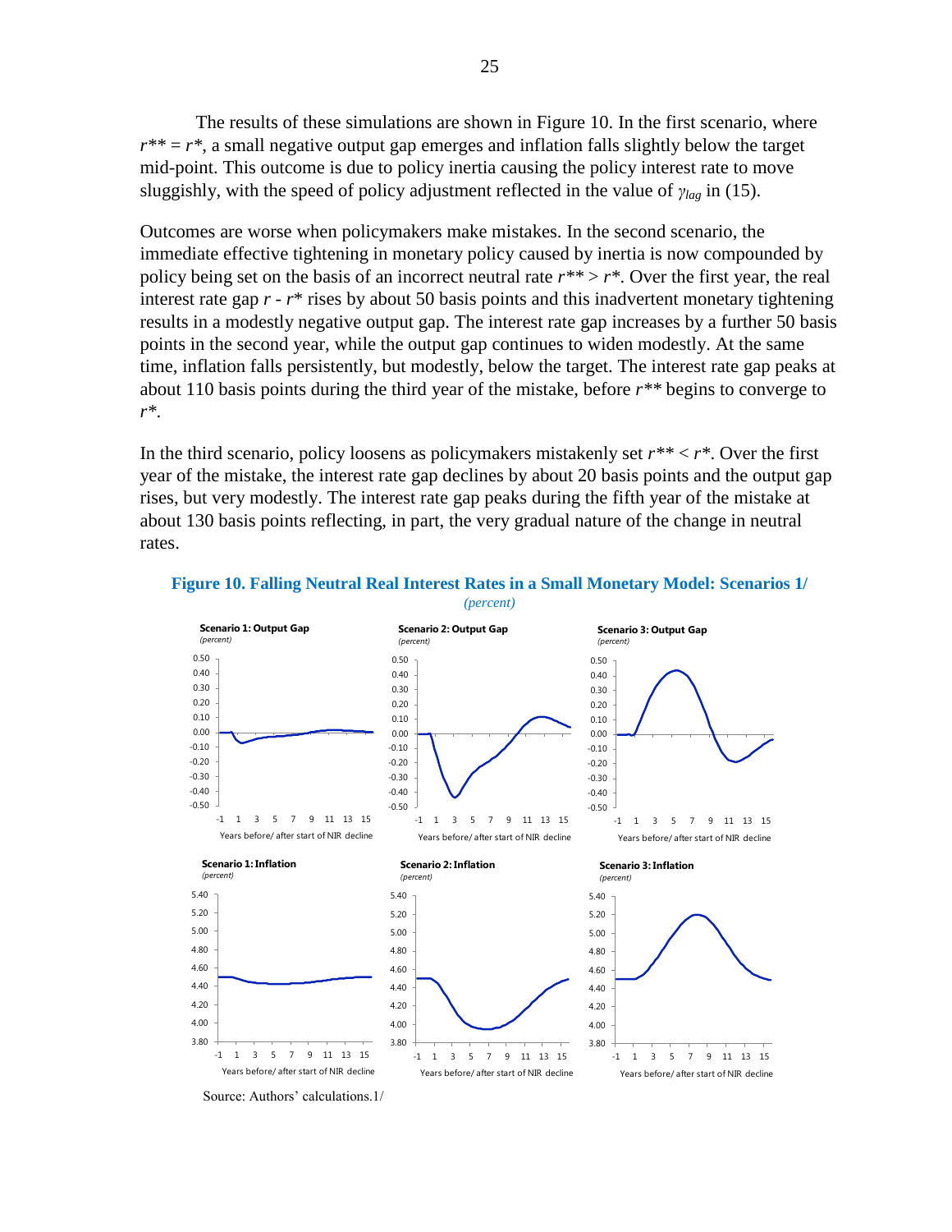The results of these simulations are shown in Figure 10. In the first scenario, where $r^{**} = r^*$, a small negative output gap emerges and inflation falls slightly below the target mid-point. This outcome is due to policy inertia causing the policy interest rate to move sluggishly, with the speed of policy adjustment reflected in the value of $\gamma_{lag}$ in (15).

Outcomes are worse when policymakers make mistakes. In the second scenario, the immediate effective tightening in monetary policy caused by inertia is now compounded by policy being set on the basis of an incorrect neutral rate $r^{**} > r^*$. Over the first year, the real interest rate gap $r$ - $r^*$ rises by about 50 basis points and this inadvertent monetary tightening results in a modestly negative output gap. The interest rate gap increases by a further 50 basis points in the second year, while the output gap continues to widen modestly. At the same time, inflation falls persistently, but modestly, below the target. The interest rate gap peaks at about 110 basis points during the third year of the mistake, before $r^{**}$ begins to converge to $r^*$.

In the third scenario, policy loosens as policymakers mistakenly set $r^{**} < r^*$. Over the first year of the mistake, the interest rate gap declines by about 20 basis points and the output gap rises, but very modestly. The interest rate gap peaks during the fifth year of the mistake at about 130 basis points reflecting, in part, the very gradual nature of the change in neutral rates.

**Figure 10. Falling Neutral Real Interest Rates in a Small Monetary Model: Scenarios 1/**

*(percent)*

Source: Authors' calculations.1/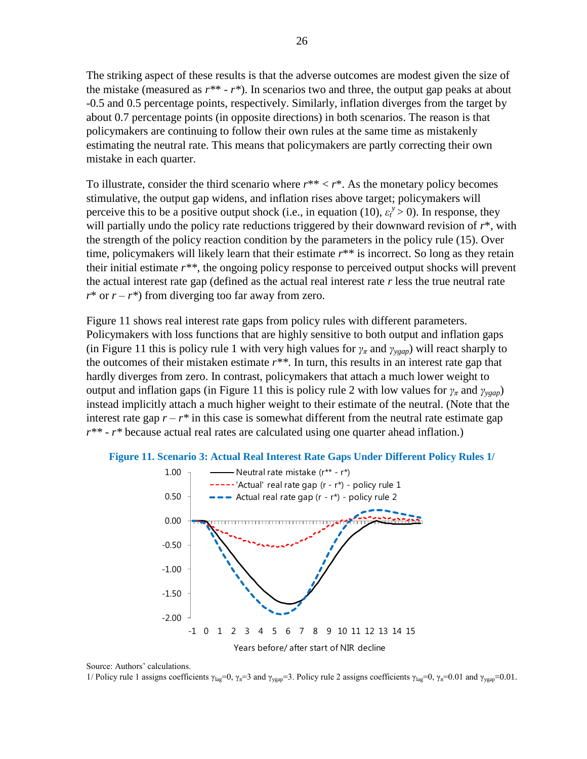The striking aspect of these results is that the adverse outcomes are modest given the size of the mistake (measured as $r^{**} - r^{*}$). In scenarios two and three, the output gap peaks at about -0.5 and 0.5 percentage points, respectively. Similarly, inflation diverges from the target by about 0.7 percentage points (in opposite directions) in both scenarios. The reason is that policymakers are continuing to follow their own rules at the same time as mistakenly estimating the neutral rate. This means that policymakers are partly correcting their own mistake in each quarter.

To illustrate, consider the third scenario where $r^{**} < r^{*}$. As the monetary policy becomes stimulative, the output gap widens, and inflation rises above target; policymakers will perceive this to be a positive output shock (i.e., in equation (10), $\varepsilon_t^y > 0$). In response, they will partially undo the policy rate reductions triggered by their downward revision of $r^{*}$, with the strength of the policy reaction condition by the parameters in the policy rule (15). Over time, policymakers will likely learn that their estimate $r^{**}$ is incorrect. So long as they retain their initial estimate $r^{**}$, the ongoing policy response to perceived output shocks will prevent the actual interest rate gap (defined as the actual real interest rate $r$ less the true neutral rate $r^{*}$ or $r - r^{*}$) from diverging too far away from zero.

Figure 11 shows real interest rate gaps from policy rules with different parameters. Policymakers with loss functions that are highly sensitive to both output and inflation gaps (in Figure 11 this is policy rule 1 with very high values for $\gamma_{\pi}$ and $\gamma_{ygap}$) will react sharply to the outcomes of their mistaken estimate $r^{**}$. In turn, this results in an interest rate gap that hardly diverges from zero. In contrast, policymakers that attach a much lower weight to output and inflation gaps (in Figure 11 this is policy rule 2 with low values for $\gamma_{\pi}$ and $\gamma_{ygap}$) instead implicitly attach a much higher weight to their estimate of the neutral. (Note that the interest rate gap $r - r^{*}$ in this case is somewhat different from the neutral rate estimate gap $r^{**} - r^{*}$ because actual real rates are calculated using one quarter ahead inflation.)

**Figure 11. Scenario 3: Actual Real Interest Rate Gaps Under Different Policy Rules 1/**

Source: Authors' calculations.

1/ Policy rule 1 assigns coefficients $\gamma_{lag}=0$, $\gamma_{\pi}=3$ and $\gamma_{ygap}=3$. Policy rule 2 assigns coefficients $\gamma_{lag}=0$, $\gamma_{\pi}=0.01$ and $\gamma_{ygap}=0.01$.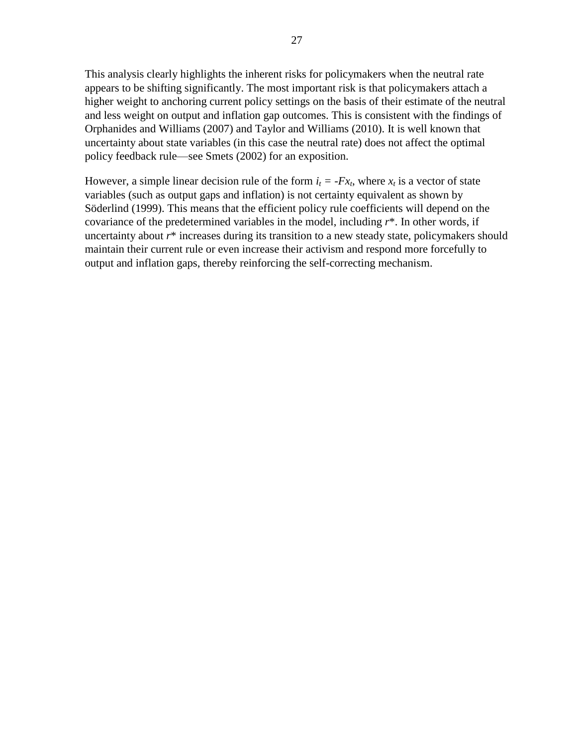This analysis clearly highlights the inherent risks for policymakers when the neutral rate appears to be shifting significantly. The most important risk is that policymakers attach a higher weight to anchoring current policy settings on the basis of their estimate of the neutral and less weight on output and inflation gap outcomes. This is consistent with the findings of Orphanides and Williams (2007) and Taylor and Williams (2010). It is well known that uncertainty about state variables (in this case the neutral rate) does not affect the optimal policy feedback rule—see Smets (2002) for an exposition.

However, a simple linear decision rule of the form $i_t = -Fx_t$, where $x_t$ is a vector of state variables (such as output gaps and inflation) is not certainty equivalent as shown by Söderlind (1999). This means that the efficient policy rule coefficients will depend on the covariance of the predetermined variables in the model, including $r^*$. In other words, if uncertainty about $r^*$ increases during its transition to a new steady state, policymakers should maintain their current rule or even increase their activism and respond more forcefully to output and inflation gaps, thereby reinforcing the self-correcting mechanism.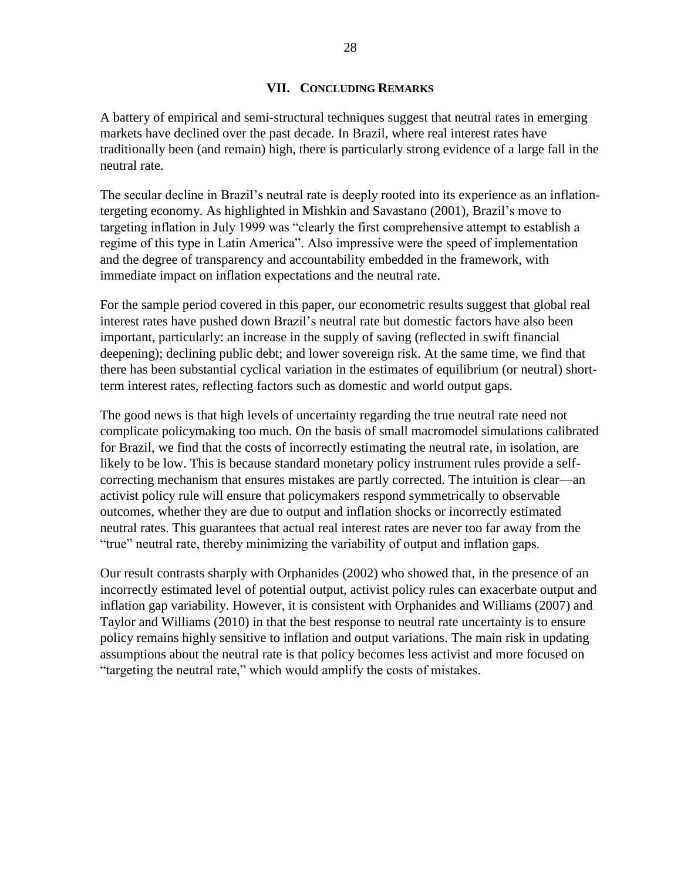## VII. Concluding Remarks

A battery of empirical and semi-structural techniques suggest that neutral rates in emerging markets have declined over the past decade. In Brazil, where real interest rates have traditionally been (and remain) high, there is particularly strong evidence of a large fall in the neutral rate.

The secular decline in Brazil's neutral rate is deeply rooted into its experience as an inflation-tergeting economy. As highlighted in Mishkin and Savastano (2001), Brazil's move to targeting inflation in July 1999 was "clearly the first comprehensive attempt to establish a regime of this type in Latin America". Also impressive were the speed of implementation and the degree of transparency and accountability embedded in the framework, with immediate impact on inflation expectations and the neutral rate.

For the sample period covered in this paper, our econometric results suggest that global real interest rates have pushed down Brazil's neutral rate but domestic factors have also been important, particularly: an increase in the supply of saving (reflected in swift financial deepening); declining public debt; and lower sovereign risk. At the same time, we find that there has been substantial cyclical variation in the estimates of equilibrium (or neutral) short-term interest rates, reflecting factors such as domestic and world output gaps.

The good news is that high levels of uncertainty regarding the true neutral rate need not complicate policymaking too much. On the basis of small macromodel simulations calibrated for Brazil, we find that the costs of incorrectly estimating the neutral rate, in isolation, are likely to be low. This is because standard monetary policy instrument rules provide a self-correcting mechanism that ensures mistakes are partly corrected. The intuition is clear—an activist policy rule will ensure that policymakers respond symmetrically to observable outcomes, whether they are due to output and inflation shocks or incorrectly estimated neutral rates. This guarantees that actual real interest rates are never too far away from the "true" neutral rate, thereby minimizing the variability of output and inflation gaps.

Our result contrasts sharply with Orphanides (2002) who showed that, in the presence of an incorrectly estimated level of potential output, activist policy rules can exacerbate output and inflation gap variability. However, it is consistent with Orphanides and Williams (2007) and Taylor and Williams (2010) in that the best response to neutral rate uncertainty is to ensure policy remains highly sensitive to inflation and output variations. The main risk in updating assumptions about the neutral rate is that policy becomes less activist and more focused on "targeting the neutral rate," which would amplify the costs of mistakes.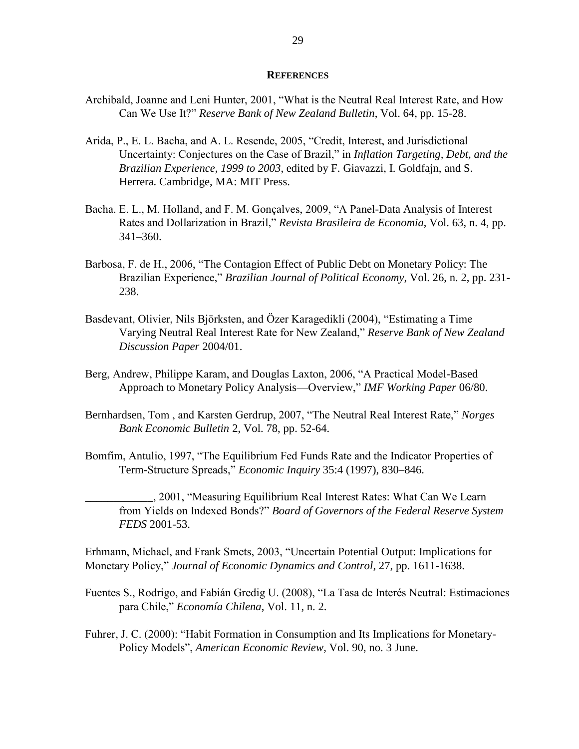## REFERENCES

Archibald, Joanne and Leni Hunter, 2001, "What is the Neutral Real Interest Rate, and How Can We Use It?" *Reserve Bank of New Zealand Bulletin*, Vol. 64, pp. 15-28.

Arida, P., E. L. Bacha, and A. L. Resende, 2005, "Credit, Interest, and Jurisdictional Uncertainty: Conjectures on the Case of Brazil," in *Inflation Targeting, Debt, and the Brazilian Experience, 1999 to 2003*, edited by F. Giavazzi, I. Goldfajn, and S. Herrera. Cambridge, MA: MIT Press.

Bacha. E. L., M. Holland, and F. M. Gonçalves, 2009, "A Panel-Data Analysis of Interest Rates and Dollarization in Brazil," *Revista Brasileira de Economia*, Vol. 63, n. 4, pp. 341–360.

Barbosa, F. de H., 2006, "The Contagion Effect of Public Debt on Monetary Policy: The Brazilian Experience," *Brazilian Journal of Political Economy*, Vol. 26, n. 2, pp. 231-238.

Basdevant, Olivier, Nils Björksten, and Özer Karagedikli (2004), "Estimating a Time Varying Neutral Real Interest Rate for New Zealand," *Reserve Bank of New Zealand Discussion Paper* 2004/01.

Berg, Andrew, Philippe Karam, and Douglas Laxton, 2006, "A Practical Model-Based Approach to Monetary Policy Analysis—Overview," *IMF Working Paper* 06/80.

Bernhardsen, Tom , and Karsten Gerdrup, 2007, "The Neutral Real Interest Rate," *Norges Bank Economic Bulletin* 2, Vol. 78, pp. 52-64.

Bomfim, Antulio, 1997, "The Equilibrium Fed Funds Rate and the Indicator Properties of Term-Structure Spreads," *Economic Inquiry* 35:4 (1997), 830–846.

____________, 2001, "Measuring Equilibrium Real Interest Rates: What Can We Learn from Yields on Indexed Bonds?" *Board of Governors of the Federal Reserve System FEDS* 2001-53.

Erhmann, Michael, and Frank Smets, 2003, "Uncertain Potential Output: Implications for Monetary Policy," *Journal of Economic Dynamics and Control*, 27, pp. 1611-1638.

Fuentes S., Rodrigo, and Fabián Gredig U. (2008), "La Tasa de Interés Neutral: Estimaciones para Chile," *Economía Chilena*, Vol. 11, n. 2.

Fuhrer, J. C. (2000): "Habit Formation in Consumption and Its Implications for Monetary-Policy Models", *American Economic Review,* Vol. 90, no. 3 June.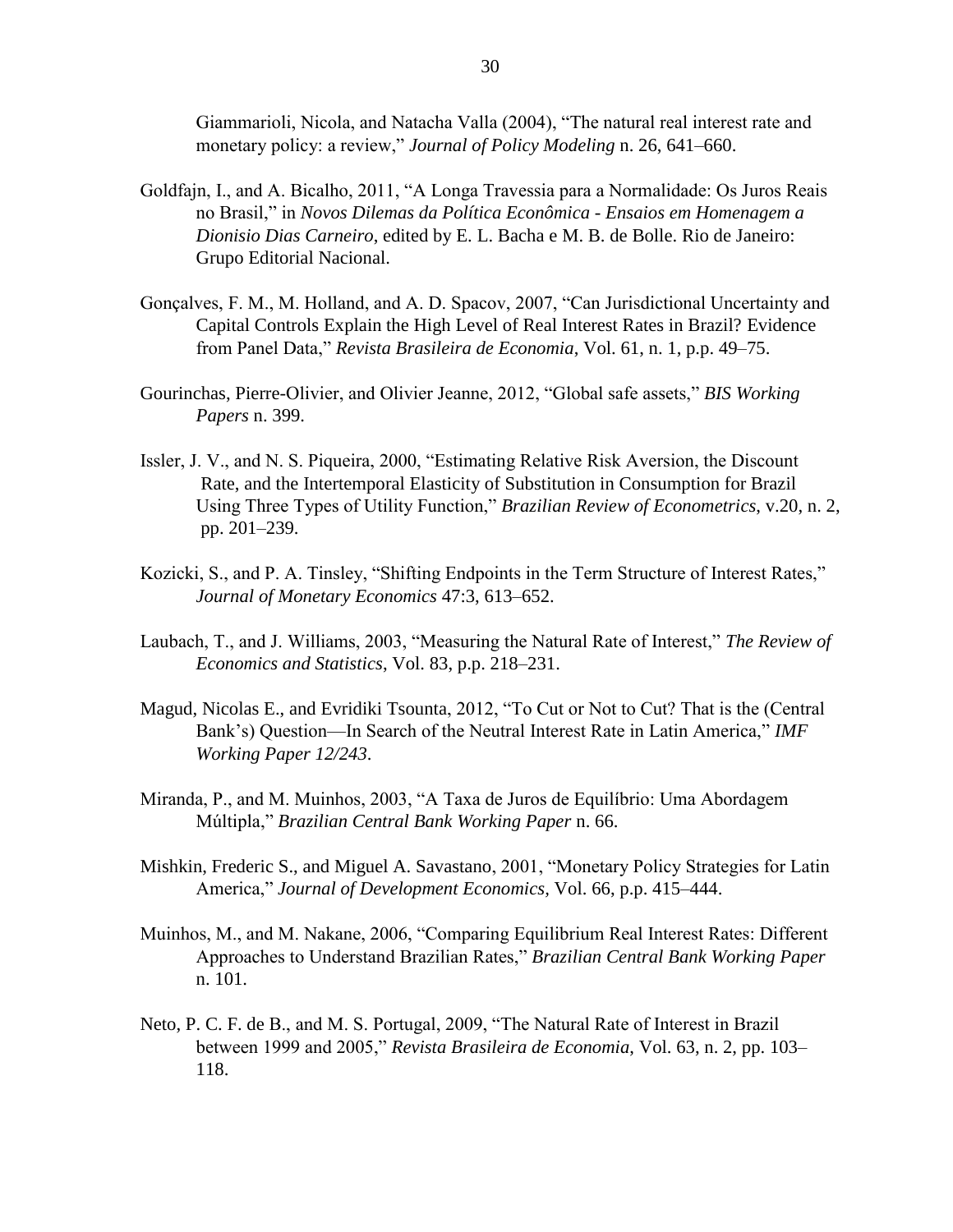Giammarioli, Nicola, and Natacha Valla (2004), "The natural real interest rate and monetary policy: a review," *Journal of Policy Modeling* n. 26, 641–660.

Goldfajn, I., and A. Bicalho, 2011, "A Longa Travessia para a Normalidade: Os Juros Reais no Brasil," in *Novos Dilemas da Política Econômica - Ensaios em Homenagem a Dionisio Dias Carneiro,* edited by E. L. Bacha e M. B. de Bolle. Rio de Janeiro: Grupo Editorial Nacional.

Gonçalves, F. M., M. Holland, and A. D. Spacov, 2007, "Can Jurisdictional Uncertainty and Capital Controls Explain the High Level of Real Interest Rates in Brazil? Evidence from Panel Data," *Revista Brasileira de Economia*, Vol. 61, n. 1, p.p. 49–75.

Gourinchas, Pierre-Olivier, and Olivier Jeanne, 2012, "Global safe assets," *BIS Working Papers* n. 399.

Issler, J. V., and N. S. Piqueira, 2000, "Estimating Relative Risk Aversion, the Discount Rate, and the Intertemporal Elasticity of Substitution in Consumption for Brazil Using Three Types of Utility Function," *Brazilian Review of Econometrics*, v.20, n. 2, pp. 201–239.

Kozicki, S., and P. A. Tinsley, "Shifting Endpoints in the Term Structure of Interest Rates," *Journal of Monetary Economics* 47:3, 613–652.

Laubach, T., and J. Williams, 2003, "Measuring the Natural Rate of Interest," *The Review of Economics and Statistics*, Vol. 83, p.p. 218–231.

Magud, Nicolas E., and Evridiki Tsounta, 2012, "To Cut or Not to Cut? That is the (Central Bank's) Question—In Search of the Neutral Interest Rate in Latin America," *IMF Working Paper 12/243*.

Miranda, P., and M. Muinhos, 2003, "A Taxa de Juros de Equilíbrio: Uma Abordagem Múltipla," *Brazilian Central Bank Working Paper* n. 66.

Mishkin, Frederic S., and Miguel A. Savastano, 2001, "Monetary Policy Strategies for Latin America," *Journal of Development Economics,* Vol. 66, p.p. 415–444.

Muinhos, M., and M. Nakane, 2006, "Comparing Equilibrium Real Interest Rates: Different Approaches to Understand Brazilian Rates," *Brazilian Central Bank Working Paper* n. 101.

Neto, P. C. F. de B., and M. S. Portugal, 2009, "The Natural Rate of Interest in Brazil between 1999 and 2005," *Revista Brasileira de Economia,* Vol. 63, n. 2, pp. 103–118.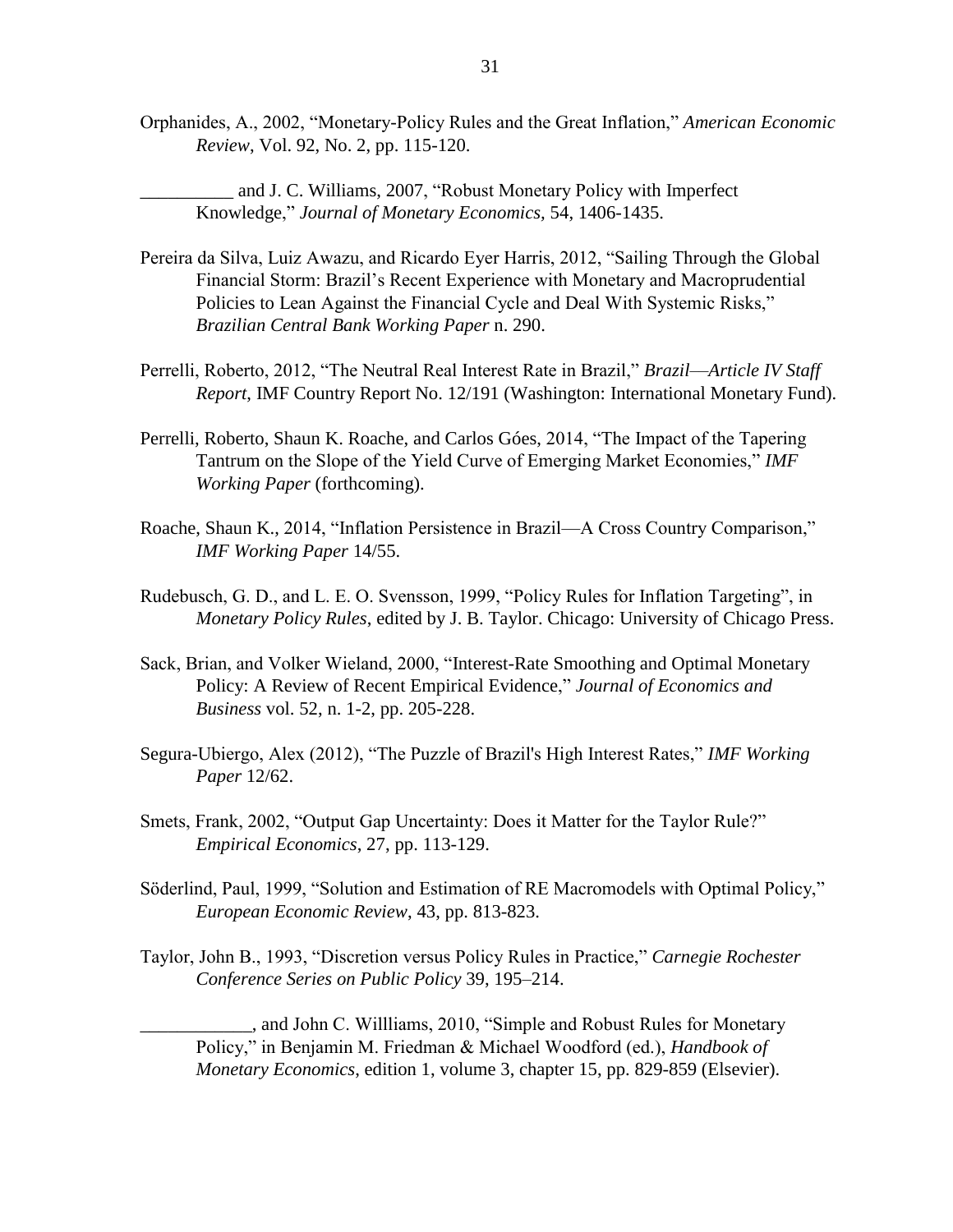Orphanides, A., 2002, “Monetary-Policy Rules and the Great Inflation,” *American Economic Review*, Vol. 92, No. 2, pp. 115-120.

__________ and J. C. Williams, 2007, “Robust Monetary Policy with Imperfect Knowledge,” *Journal of Monetary Economics*, 54, 1406-1435.

Pereira da Silva, Luiz Awazu, and Ricardo Eyer Harris, 2012, “Sailing Through the Global Financial Storm: Brazil’s Recent Experience with Monetary and Macroprudential Policies to Lean Against the Financial Cycle and Deal With Systemic Risks,” *Brazilian Central Bank Working Paper* n. 290.

Perrelli, Roberto, 2012, “The Neutral Real Interest Rate in Brazil,” *Brazil—Article IV Staff Report*, IMF Country Report No. 12/191 (Washington: International Monetary Fund).

Perrelli, Roberto, Shaun K. Roache, and Carlos Góes, 2014, “The Impact of the Tapering Tantrum on the Slope of the Yield Curve of Emerging Market Economies,” *IMF Working Paper* (forthcoming).

Roache, Shaun K., 2014, “Inflation Persistence in Brazil—A Cross Country Comparison,” *IMF Working Paper* 14/55.

Rudebusch, G. D., and L. E. O. Svensson, 1999, “Policy Rules for Inflation Targeting”, in *Monetary Policy Rules*, edited by J. B. Taylor. Chicago: University of Chicago Press.

Sack, Brian, and Volker Wieland, 2000, “Interest-Rate Smoothing and Optimal Monetary Policy: A Review of Recent Empirical Evidence,” *Journal of Economics and Business* vol. 52, n. 1-2, pp. 205-228.

Segura-Ubiergo, Alex (2012), “The Puzzle of Brazil's High Interest Rates,” *IMF Working Paper* 12/62.

Smets, Frank, 2002, “Output Gap Uncertainty: Does it Matter for the Taylor Rule?” *Empirical Economics*, 27, pp. 113-129.

Söderlind, Paul, 1999, “Solution and Estimation of RE Macromodels with Optimal Policy,” *European Economic Review*, 43, pp. 813-823.

Taylor, John B., 1993, “Discretion versus Policy Rules in Practice,” *Carnegie Rochester Conference Series on Public Policy* 39, 195–214.

____________, and John C. Willliams, 2010, “Simple and Robust Rules for Monetary Policy,” in Benjamin M. Friedman & Michael Woodford (ed.), *Handbook of Monetary Economics*, edition 1, volume 3, chapter 15, pp. 829-859 (Elsevier).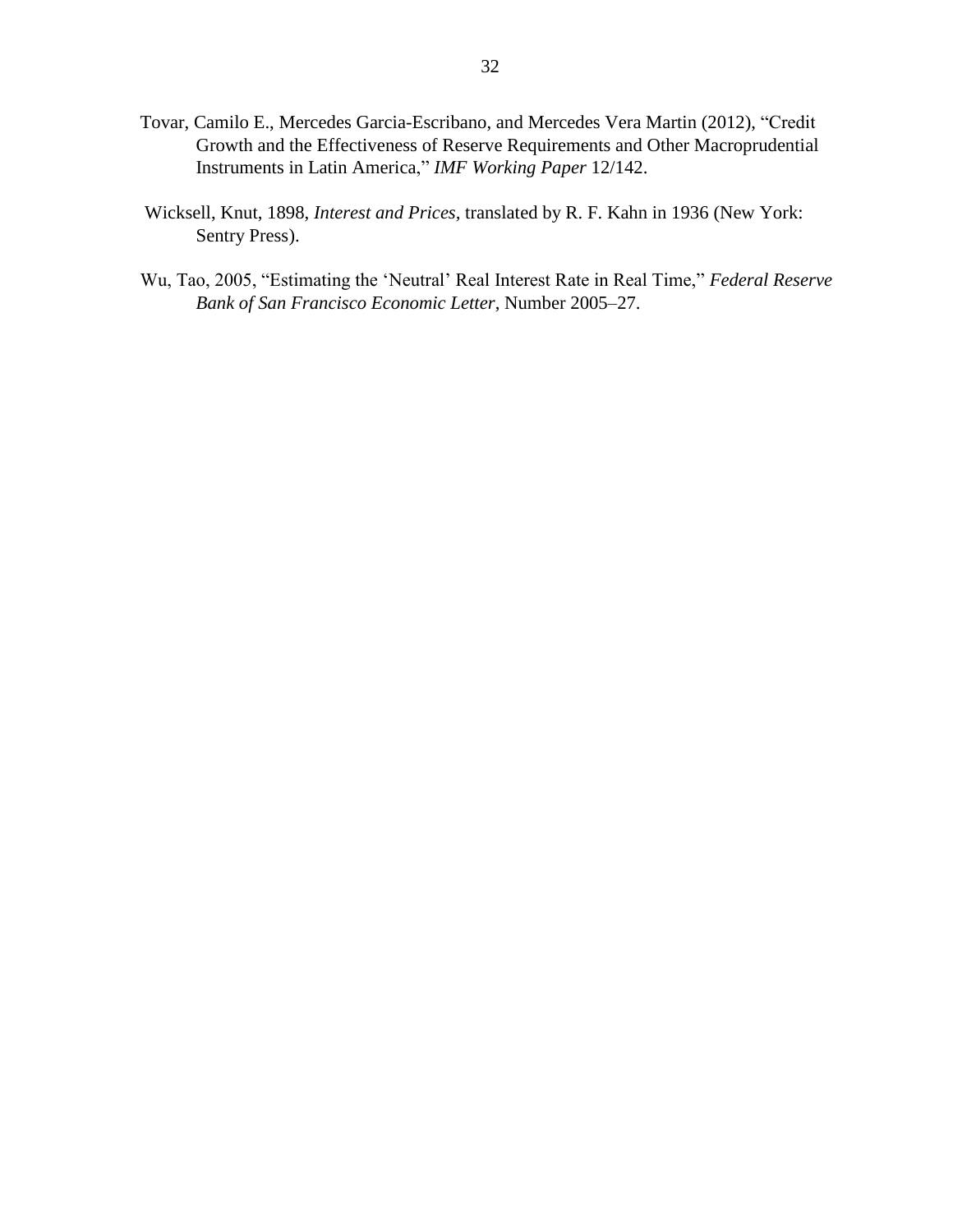Tovar, Camilo E., Mercedes Garcia-Escribano, and Mercedes Vera Martin (2012), "Credit Growth and the Effectiveness of Reserve Requirements and Other Macroprudential Instruments in Latin America," *IMF Working Paper* 12/142.

Wicksell, Knut, 1898, *Interest and Prices*, translated by R. F. Kahn in 1936 (New York: Sentry Press).

Wu, Tao, 2005, "Estimating the 'Neutral' Real Interest Rate in Real Time," *Federal Reserve Bank of San Francisco Economic Letter*, Number 2005–27.